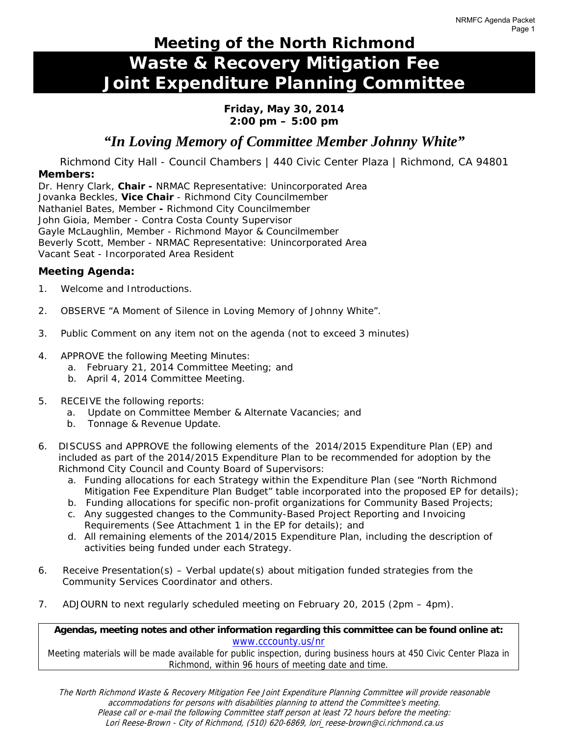# Meeting of the North Richmond

# Waste & Recovery Mitigation Fee Joint Expenditure Planning Committee

**Friday, May 30, 2014**
**2:00 pm – 5:00 pm**

## *"In Loving Memory of Committee Member Johnny White"*

Richmond City Hall - Council Chambers | 440 Civic Center Plaza | Richmond, CA 94801

**Members:**

Dr. Henry Clark, **Chair -** NRMAC Representative: Unincorporated Area
Jovanka Beckles, **Vice Chair** - Richmond City Councilmember
Nathaniel Bates, Member **-** Richmond City Councilmember
John Gioia, Member - Contra Costa County Supervisor
Gayle McLaughlin, Member - Richmond Mayor & Councilmember
Beverly Scott, Member - NRMAC Representative: Unincorporated Area
Vacant Seat - Incorporated Area Resident

### Meeting Agenda:

1. Welcome and Introductions.

2. OBSERVE "A Moment of Silence in Loving Memory of Johnny White".

3. Public Comment on any item not on the agenda (not to exceed 3 minutes)

4. APPROVE the following Meeting Minutes:
   a. February 21, 2014 Committee Meeting; and
   b. April 4, 2014 Committee Meeting.

5. RECEIVE the following reports:
   a. Update on Committee Member & Alternate Vacancies; and
   b. Tonnage & Revenue Update.

6. DISCUSS and APPROVE the following elements of the 2014/2015 Expenditure Plan (EP) and included as part of the 2014/2015 Expenditure Plan to be recommended for adoption by the Richmond City Council and County Board of Supervisors:
   a. Funding allocations for each Strategy within the Expenditure Plan (see "North Richmond Mitigation Fee Expenditure Plan Budget" table incorporated into the proposed EP for details);
   b. Funding allocations for specific non-profit organizations for Community Based Projects;
   c. Any suggested changes to the Community-Based Project Reporting and Invoicing Requirements (See Attachment 1 in the EP for details); and
   d. All remaining elements of the 2014/2015 Expenditure Plan, including the description of activities being funded under each Strategy.

6. Receive Presentation(s) – Verbal update(s) about mitigation funded strategies from the Community Services Coordinator and others.

7. ADJOURN to next regularly scheduled meeting on February 20, 2015 (2pm – 4pm).

---

**Agendas, meeting notes and other information regarding this committee can be found online at:**
www.cccounty.us/nr

Meeting materials will be made available for public inspection, during business hours at 450 Civic Center Plaza in Richmond, within 96 hours of meeting date and time.

---

*The North Richmond Waste & Recovery Mitigation Fee Joint Expenditure Planning Committee will provide reasonable accommodations for persons with disabilities planning to attend the Committee's meeting. Please call or e-mail the following Committee staff person at least 72 hours before the meeting: Lori Reese-Brown - City of Richmond, (510) 620-6869, lori_reese-brown@ci.richmond.ca.us*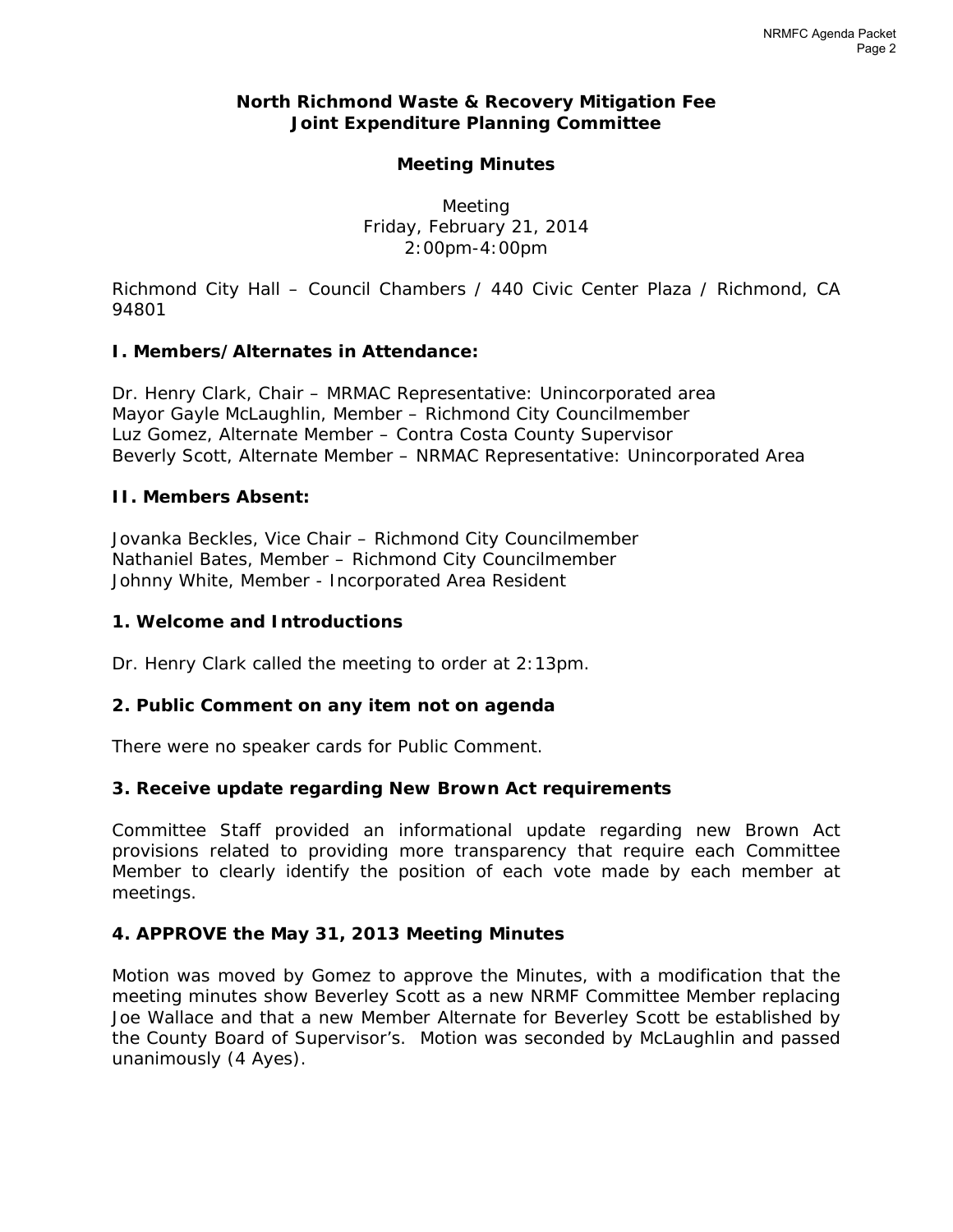## North Richmond Waste & Recovery Mitigation Fee Joint Expenditure Planning Committee

### Meeting Minutes

Meeting
Friday, February 21, 2014
2:00pm-4:00pm

Richmond City Hall – Council Chambers / 440 Civic Center Plaza / Richmond, CA 94801

### I. Members/Alternates in Attendance:

Dr. Henry Clark, Chair – MRMAC Representative: Unincorporated area
Mayor Gayle McLaughlin, Member – Richmond City Councilmember
Luz Gomez, Alternate Member – Contra Costa County Supervisor
Beverly Scott, Alternate Member – NRMAC Representative: Unincorporated Area

### II. Members Absent:

Jovanka Beckles, Vice Chair – Richmond City Councilmember
Nathaniel Bates, Member – Richmond City Councilmember
Johnny White, Member - Incorporated Area Resident

### 1. Welcome and Introductions

Dr. Henry Clark called the meeting to order at 2:13pm.

### 2. Public Comment on any item not on agenda

There were no speaker cards for Public Comment.

### 3. Receive update regarding New Brown Act requirements

Committee Staff provided an informational update regarding new Brown Act provisions related to providing more transparency that require each Committee Member to clearly identify the position of each vote made by each member at meetings.

### 4. APPROVE the May 31, 2013 Meeting Minutes

Motion was moved by Gomez to approve the Minutes, with a modification that the meeting minutes show Beverley Scott as a new NRMF Committee Member replacing Joe Wallace and that a new Member Alternate for Beverley Scott be established by the County Board of Supervisor's. Motion was seconded by McLaughlin and passed unanimously (4 Ayes).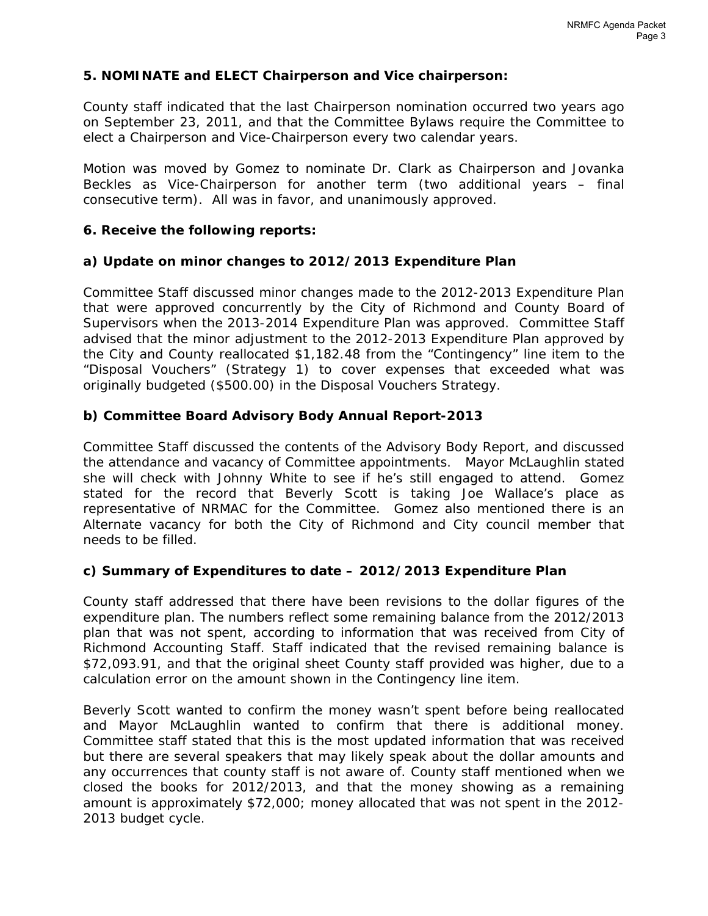**5. NOMINATE and ELECT Chairperson and Vice chairperson:**

County staff indicated that the last Chairperson nomination occurred two years ago on September 23, 2011, and that the Committee Bylaws require the Committee to elect a Chairperson and Vice-Chairperson every two calendar years.

Motion was moved by Gomez to nominate Dr. Clark as Chairperson and Jovanka Beckles as Vice-Chairperson for another term (two additional years – final consecutive term). All was in favor, and unanimously approved.

**6. Receive the following reports:**

**a) Update on minor changes to 2012/2013 Expenditure Plan**

Committee Staff discussed minor changes made to the 2012-2013 Expenditure Plan that were approved concurrently by the City of Richmond and County Board of Supervisors when the 2013-2014 Expenditure Plan was approved. Committee Staff advised that the minor adjustment to the 2012-2013 Expenditure Plan approved by the City and County reallocated $1,182.48 from the "Contingency" line item to the "Disposal Vouchers" (Strategy 1) to cover expenses that exceeded what was originally budgeted ($500.00) in the Disposal Vouchers Strategy.

**b) Committee Board Advisory Body Annual Report-2013**

Committee Staff discussed the contents of the Advisory Body Report, and discussed the attendance and vacancy of Committee appointments. Mayor McLaughlin stated she will check with Johnny White to see if he's still engaged to attend. Gomez stated for the record that Beverly Scott is taking Joe Wallace's place as representative of NRMAC for the Committee. Gomez also mentioned there is an Alternate vacancy for both the City of Richmond and City council member that needs to be filled.

**c) Summary of Expenditures to date – 2012/2013 Expenditure Plan**

County staff addressed that there have been revisions to the dollar figures of the expenditure plan. The numbers reflect some remaining balance from the 2012/2013 plan that was not spent, according to information that was received from City of Richmond Accounting Staff. Staff indicated that the revised remaining balance is $72,093.91, and that the original sheet County staff provided was higher, due to a calculation error on the amount shown in the Contingency line item.

Beverly Scott wanted to confirm the money wasn't spent before being reallocated and Mayor McLaughlin wanted to confirm that there is additional money. Committee staff stated that this is the most updated information that was received but there are several speakers that may likely speak about the dollar amounts and any occurrences that county staff is not aware of. County staff mentioned when we closed the books for 2012/2013, and that the money showing as a remaining amount is approximately $72,000; money allocated that was not spent in the 2012-2013 budget cycle.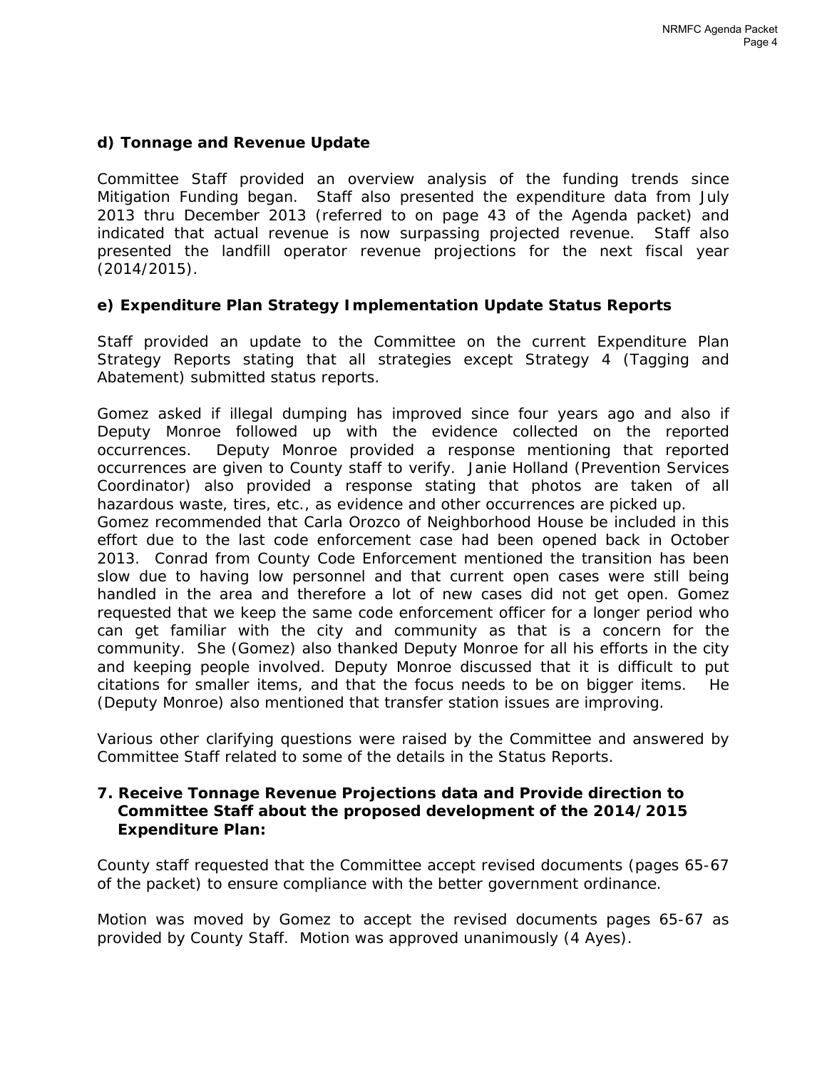**d) Tonnage and Revenue Update**

Committee Staff provided an overview analysis of the funding trends since Mitigation Funding began. Staff also presented the expenditure data from July 2013 thru December 2013 (referred to on page 43 of the Agenda packet) and indicated that actual revenue is now surpassing projected revenue. Staff also presented the landfill operator revenue projections for the next fiscal year (2014/2015).

**e) Expenditure Plan Strategy Implementation Update Status Reports**

Staff provided an update to the Committee on the current Expenditure Plan Strategy Reports stating that all strategies except Strategy 4 (Tagging and Abatement) submitted status reports.

Gomez asked if illegal dumping has improved since four years ago and also if Deputy Monroe followed up with the evidence collected on the reported occurrences. Deputy Monroe provided a response mentioning that reported occurrences are given to County staff to verify. Janie Holland (Prevention Services Coordinator) also provided a response stating that photos are taken of all hazardous waste, tires, etc., as evidence and other occurrences are picked up.
Gomez recommended that Carla Orozco of Neighborhood House be included in this effort due to the last code enforcement case had been opened back in October 2013. Conrad from County Code Enforcement mentioned the transition has been slow due to having low personnel and that current open cases were still being handled in the area and therefore a lot of new cases did not get open. Gomez requested that we keep the same code enforcement officer for a longer period who can get familiar with the city and community as that is a concern for the community. She (Gomez) also thanked Deputy Monroe for all his efforts in the city and keeping people involved. Deputy Monroe discussed that it is difficult to put citations for smaller items, and that the focus needs to be on bigger items. He (Deputy Monroe) also mentioned that transfer station issues are improving.

Various other clarifying questions were raised by the Committee and answered by Committee Staff related to some of the details in the Status Reports.

**7. Receive Tonnage Revenue Projections data and Provide direction to Committee Staff about the proposed development of the 2014/2015 Expenditure Plan:**

County staff requested that the Committee accept revised documents (pages 65-67 of the packet) to ensure compliance with the better government ordinance.

Motion was moved by Gomez to accept the revised documents pages 65-67 as provided by County Staff. Motion was approved unanimously (4 Ayes).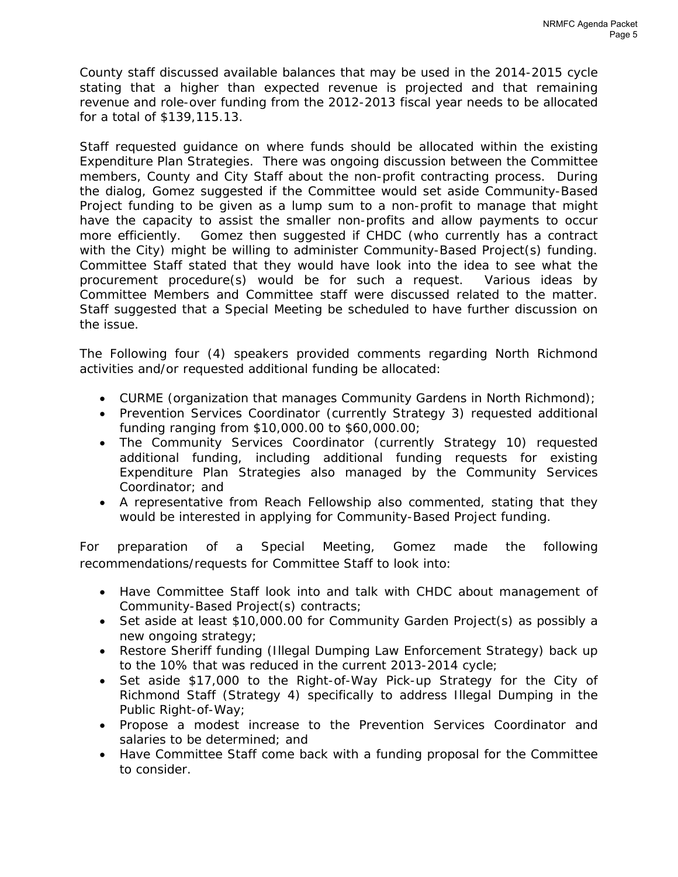County staff discussed available balances that may be used in the 2014-2015 cycle stating that a higher than expected revenue is projected and that remaining revenue and role-over funding from the 2012-2013 fiscal year needs to be allocated for a total of $139,115.13.

Staff requested guidance on where funds should be allocated within the existing Expenditure Plan Strategies. There was ongoing discussion between the Committee members, County and City Staff about the non-profit contracting process. During the dialog, Gomez suggested if the Committee would set aside Community-Based Project funding to be given as a lump sum to a non-profit to manage that might have the capacity to assist the smaller non-profits and allow payments to occur more efficiently. Gomez then suggested if CHDC (who currently has a contract with the City) might be willing to administer Community-Based Project(s) funding. Committee Staff stated that they would have look into the idea to see what the procurement procedure(s) would be for such a request. Various ideas by Committee Members and Committee staff were discussed related to the matter. Staff suggested that a Special Meeting be scheduled to have further discussion on the issue.

The Following four (4) speakers provided comments regarding North Richmond activities and/or requested additional funding be allocated:

- CURME (organization that manages Community Gardens in North Richmond);
- Prevention Services Coordinator (currently Strategy 3) requested additional funding ranging from $10,000.00 to $60,000.00;
- The Community Services Coordinator (currently Strategy 10) requested additional funding, including additional funding requests for existing Expenditure Plan Strategies also managed by the Community Services Coordinator; and
- A representative from Reach Fellowship also commented, stating that they would be interested in applying for Community-Based Project funding.

For preparation of a Special Meeting, Gomez made the following recommendations/requests for Committee Staff to look into:

- Have Committee Staff look into and talk with CHDC about management of Community-Based Project(s) contracts;
- Set aside at least $10,000.00 for Community Garden Project(s) as possibly a new ongoing strategy;
- Restore Sheriff funding (Illegal Dumping Law Enforcement Strategy) back up to the 10% that was reduced in the current 2013-2014 cycle;
- Set aside $17,000 to the Right-of-Way Pick-up Strategy for the City of Richmond Staff (Strategy 4) specifically to address Illegal Dumping in the Public Right-of-Way;
- Propose a modest increase to the Prevention Services Coordinator and salaries to be determined; and
- Have Committee Staff come back with a funding proposal for the Committee to consider.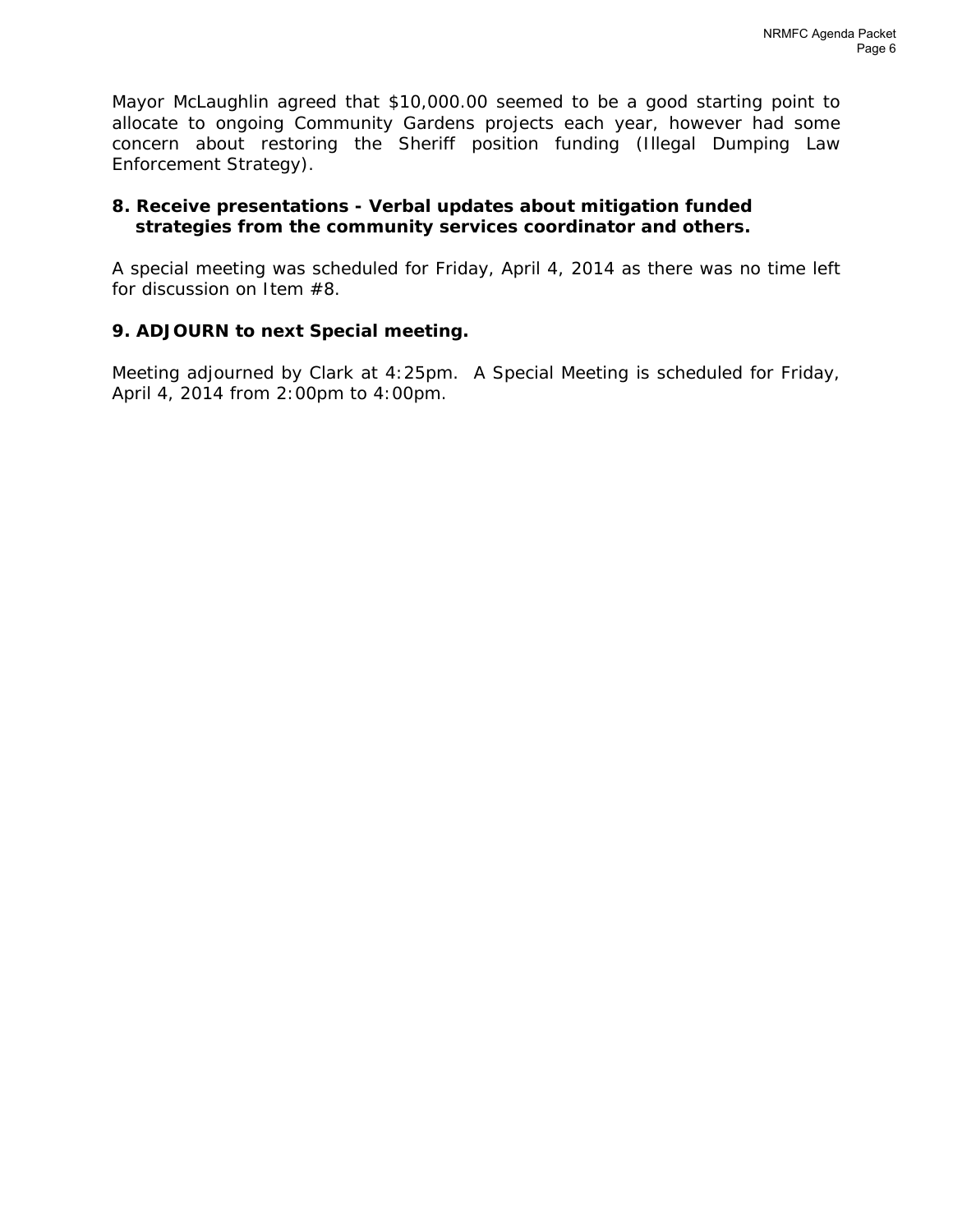Mayor McLaughlin agreed that $10,000.00 seemed to be a good starting point to allocate to ongoing Community Gardens projects each year, however had some concern about restoring the Sheriff position funding (Illegal Dumping Law Enforcement Strategy).

**8. Receive presentations - Verbal updates about mitigation funded strategies from the community services coordinator and others.**

A special meeting was scheduled for Friday, April 4, 2014 as there was no time left for discussion on Item #8.

**9. ADJOURN to next Special meeting.**

Meeting adjourned by Clark at 4:25pm. A Special Meeting is scheduled for Friday, April 4, 2014 from 2:00pm to 4:00pm.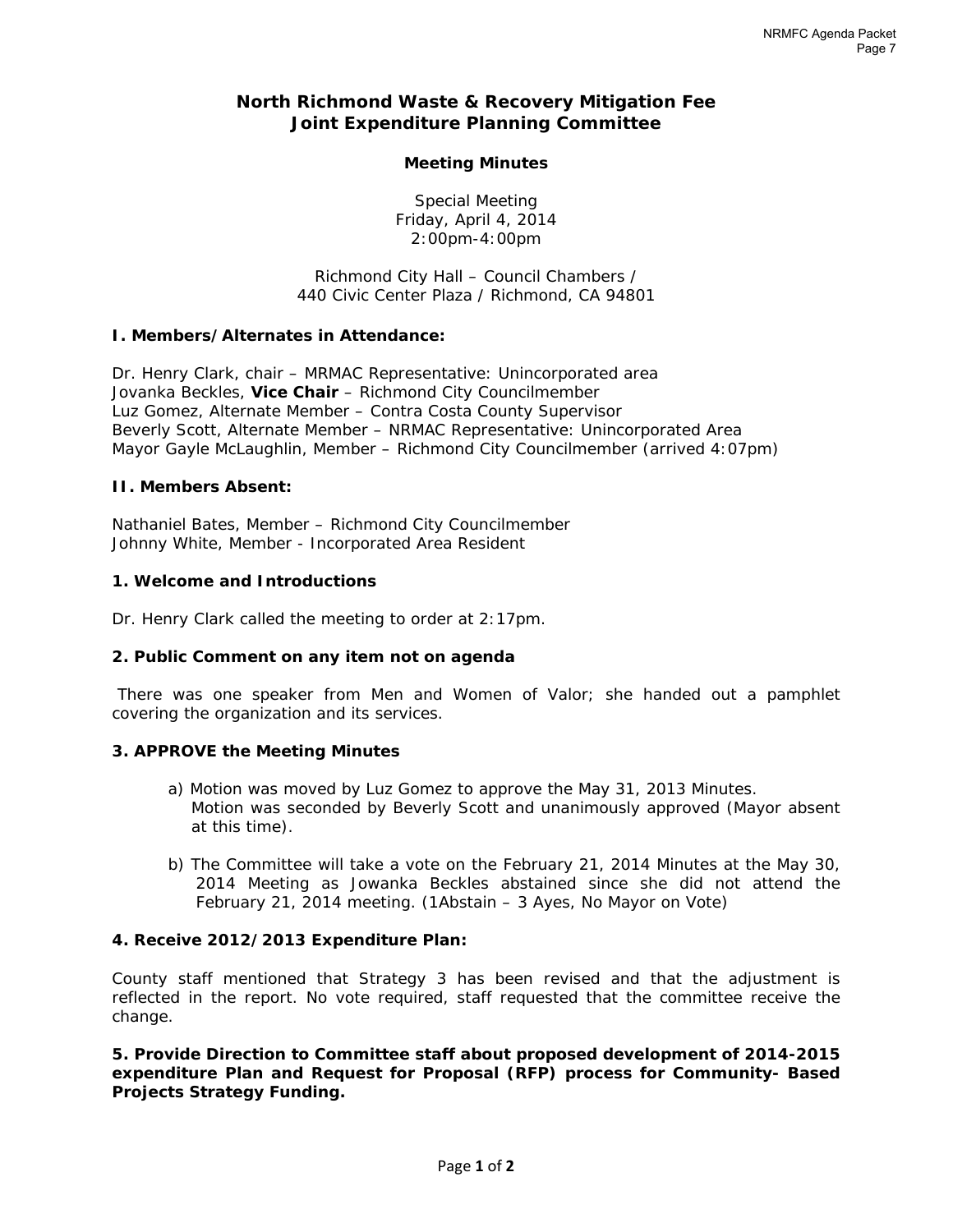# North Richmond Waste & Recovery Mitigation Fee Joint Expenditure Planning Committee

## Meeting Minutes

Special Meeting
Friday, April 4, 2014
2:00pm-4:00pm

Richmond City Hall – Council Chambers /
440 Civic Center Plaza / Richmond, CA 94801

### I. Members/Alternates in Attendance:

Dr. Henry Clark, chair – MRMAC Representative: Unincorporated area
Jovanka Beckles, **Vice Chair** – Richmond City Councilmember
Luz Gomez, Alternate Member – Contra Costa County Supervisor
Beverly Scott, Alternate Member – NRMAC Representative: Unincorporated Area
Mayor Gayle McLaughlin, Member – Richmond City Councilmember (arrived 4:07pm)

### II. Members Absent:

Nathaniel Bates, Member – Richmond City Councilmember
Johnny White, Member - Incorporated Area Resident

### 1. Welcome and Introductions

Dr. Henry Clark called the meeting to order at 2:17pm.

### 2. Public Comment on any item not on agenda

There was one speaker from Men and Women of Valor; she handed out a pamphlet covering the organization and its services.

### 3. APPROVE the Meeting Minutes

a) Motion was moved by Luz Gomez to approve the May 31, 2013 Minutes. Motion was seconded by Beverly Scott and unanimously approved (Mayor absent at this time).

b) The Committee will take a vote on the February 21, 2014 Minutes at the May 30, 2014 Meeting as Jowanka Beckles abstained since she did not attend the February 21, 2014 meeting. (1Abstain – 3 Ayes, No Mayor on Vote)

### 4. Receive 2012/2013 Expenditure Plan:

County staff mentioned that Strategy 3 has been revised and that the adjustment is reflected in the report. No vote required, staff requested that the committee receive the change.

### 5. Provide Direction to Committee staff about proposed development of 2014-2015 expenditure Plan and Request for Proposal (RFP) process for Community- Based Projects Strategy Funding.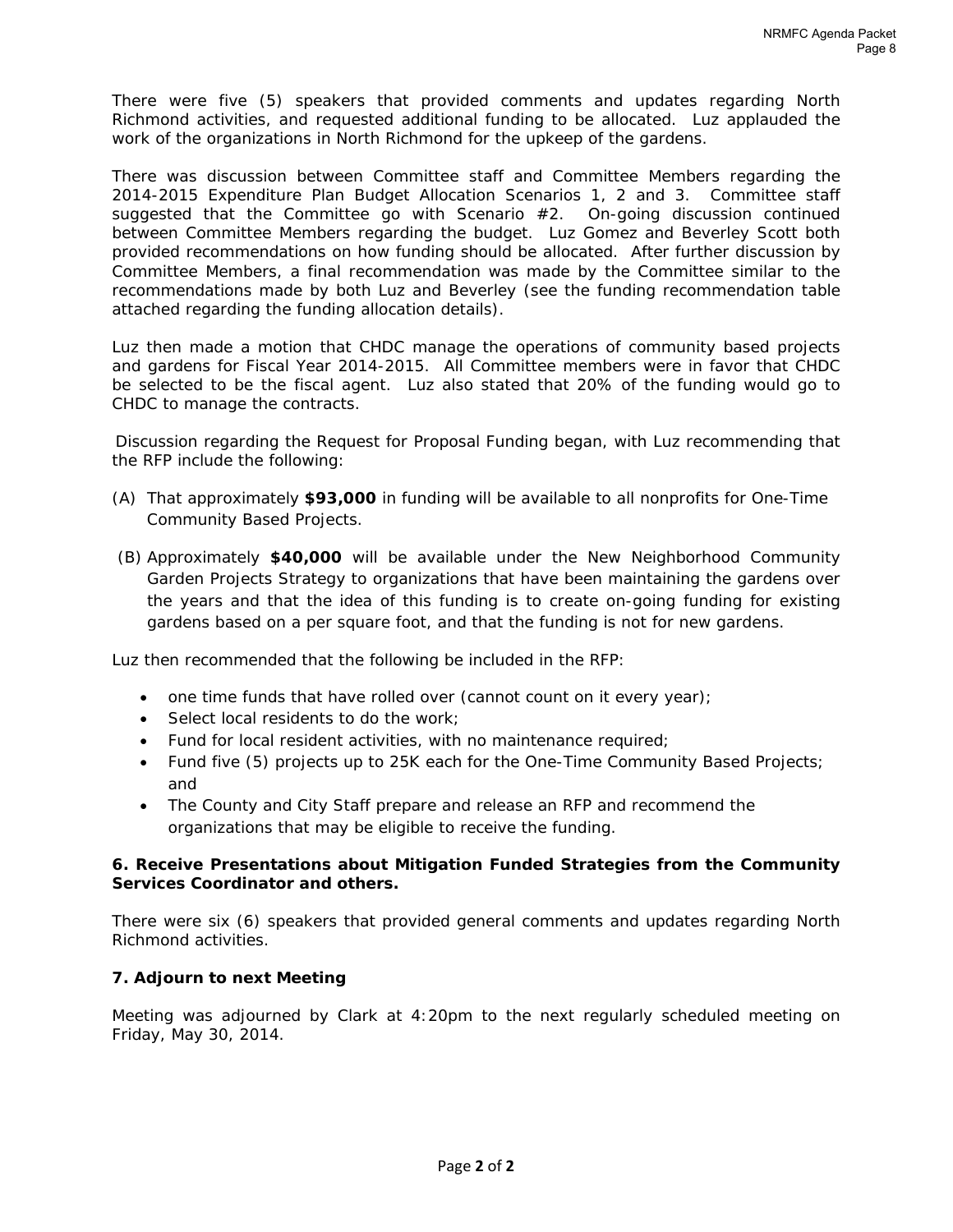There were five (5) speakers that provided comments and updates regarding North Richmond activities, and requested additional funding to be allocated. Luz applauded the work of the organizations in North Richmond for the upkeep of the gardens.

There was discussion between Committee staff and Committee Members regarding the 2014-2015 Expenditure Plan Budget Allocation Scenarios 1, 2 and 3. Committee staff suggested that the Committee go with Scenario #2. On-going discussion continued between Committee Members regarding the budget. Luz Gomez and Beverley Scott both provided recommendations on how funding should be allocated. After further discussion by Committee Members, a final recommendation was made by the Committee similar to the recommendations made by both Luz and Beverley (see the funding recommendation table attached regarding the funding allocation details).

Luz then made a motion that CHDC manage the operations of community based projects and gardens for Fiscal Year 2014-2015. All Committee members were in favor that CHDC be selected to be the fiscal agent. Luz also stated that 20% of the funding would go to CHDC to manage the contracts.

Discussion regarding the Request for Proposal Funding began, with Luz recommending that the RFP include the following:

(A) That approximately **$93,000** in funding will be available to all nonprofits for One-Time Community Based Projects.

(B) Approximately **$40,000** will be available under the New Neighborhood Community Garden Projects Strategy to organizations that have been maintaining the gardens over the years and that the idea of this funding is to create on-going funding for existing gardens based on a per square foot, and that the funding is not for new gardens.

Luz then recommended that the following be included in the RFP:

- one time funds that have rolled over (cannot count on it every year);
- Select local residents to do the work;
- Fund for local resident activities, with no maintenance required;
- Fund five (5) projects up to 25K each for the One-Time Community Based Projects; and
- The County and City Staff prepare and release an RFP and recommend the organizations that may be eligible to receive the funding.

**6. Receive Presentations about Mitigation Funded Strategies from the Community Services Coordinator and others.**

There were six (6) speakers that provided general comments and updates regarding North Richmond activities.

**7. Adjourn to next Meeting**

Meeting was adjourned by Clark at 4:20pm to the next regularly scheduled meeting on Friday, May 30, 2014.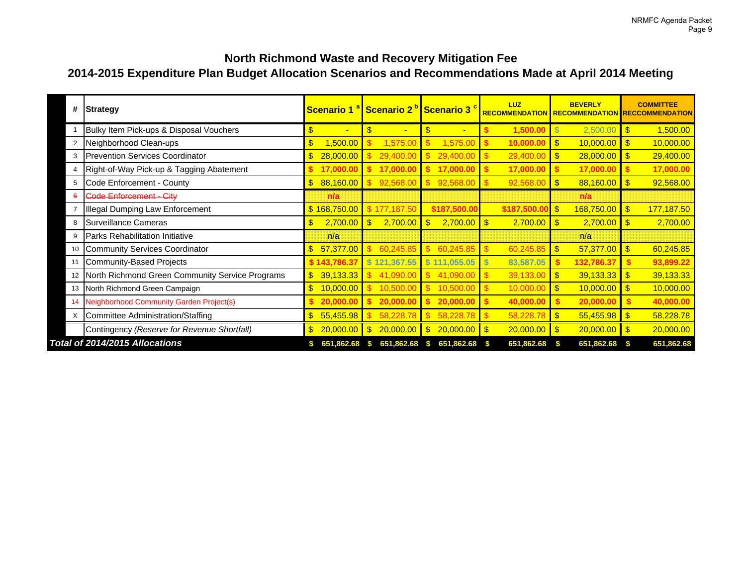# North Richmond Waste and Recovery Mitigation Fee

## 2014-2015 Expenditure Plan Budget Allocation Scenarios and Recommendations Made at April 2014 Meeting

| # | Strategy | Scenario 1 [a] | Scenario 2 [b] | Scenario 3 [c] | LUZ RECOMMENDATION | BEVERLY RECOMMENDATION | COMMITTEE RECCOMMENDATION |
|---|---|---|---|---|---|---|---|
| 1 | Bulky Item Pick-ups & Disposal Vouchers | $ - | $ - | $ - | $ 1,500.00 | $ 2,500.00 | $ 1,500.00 |
| 2 | Neighborhood Clean-ups | $ 1,500.00 | $ 1,575.00 | $ 1,575.00 | $ 10,000.00 | $ 10,000.00 | $ 10,000.00 |
| 3 | Prevention Services Coordinator | $ 28,000.00 | $ 29,400.00 | $ 29,400.00 | $ 29,400.00 | $ 28,000.00 | $ 29,400.00 |
| 4 | Right-of-Way Pick-up & Tagging Abatement | $ 17,000.00 | $ 17,000.00 | $ 17,000.00 | $ 17,000.00 | $ 17,000.00 | $ 17,000.00 |
| 5 | Code Enforcement - County | $ 88,160.00 | $ 92,568.00 | $ 92,568.00 | $ 92,568.00 | $ 88,160.00 | $ 92,568.00 |
| 6 | ~~Code Enforcement - City~~ | n/a | | | | n/a | |
| 7 | Illegal Dumping Law Enforcement | $ 168,750.00 | $ 177,187.50 | $187,500.00 | $187,500.00 | $ 168,750.00 | $ 177,187.50 |
| 8 | Surveillance Cameras | $ 2,700.00 | $ 2,700.00 | $ 2,700.00 | $ 2,700.00 | $ 2,700.00 | $ 2,700.00 |
| 9 | Parks Rehabilitation Initiative | n/a | | | | n/a | |
| 10 | Community Services Coordinator | $ 57,377.00 | $ 60,245.85 | $ 60,245.85 | $ 60,245.85 | $ 57,377.00 | $ 60,245.85 |
| 11 | Community-Based Projects | $ 143,786.37 | $ 121,367.55 | $ 111,055.05 | $ 83,587.05 | $ 132,786.37 | $ 93,899.22 |
| 12 | North Richmond Green Community Service Programs | $ 39,133.33 | $ 41,090.00 | $ 41,090.00 | $ 39,133.00 | $ 39,133.33 | $ 39,133.33 |
| 13 | North Richmond Green Campaign | $ 10,000.00 | $ 10,500.00 | $ 10,500.00 | $ 10,000.00 | $ 10,000.00 | $ 10,000.00 |
| 14 | Neighborhood Community Garden Project(s) | $ 20,000.00 | $ 20,000.00 | $ 20,000.00 | $ 40,000.00 | $ 20,000.00 | $ 40,000.00 |
| X | Committee Administration/Staffing | $ 55,455.98 | $ 58,228.78 | $ 58,228.78 | $ 58,228.78 | $ 55,455.98 | $ 58,228.78 |
| | Contingency *(Reserve for Revenue Shortfall)* | $ 20,000.00 | $ 20,000.00 | $ 20,000.00 | $ 20,000.00 | $ 20,000.00 | $ 20,000.00 |
| ***Total of 2014/2015 Allocations*** | | **$ 651,862.68** | **$ 651,862.68** | **$ 651,862.68** | **$ 651,862.68** | **$ 651,862.68** | **$ 651,862.68** |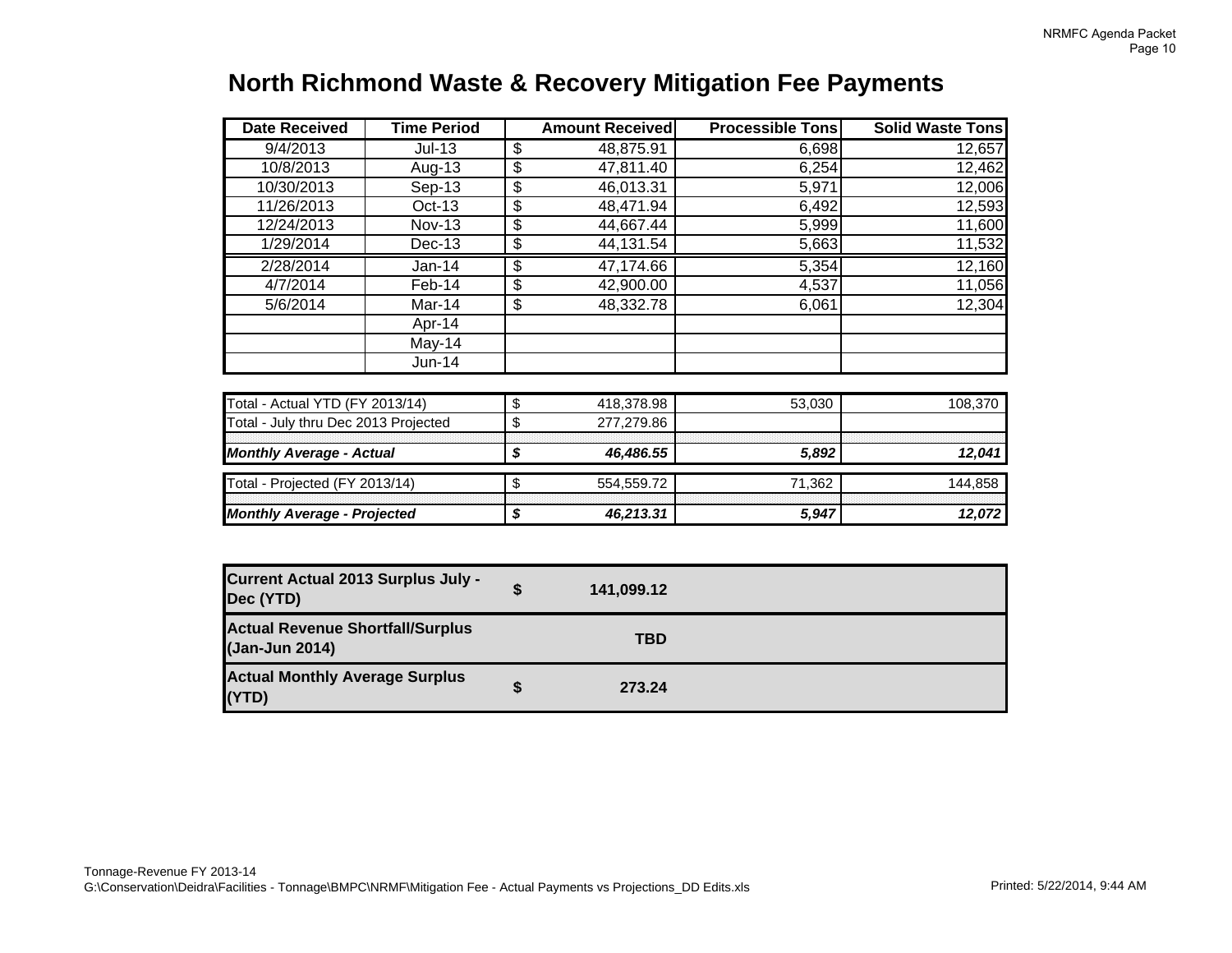# North Richmond Waste & Recovery Mitigation Fee Payments

| Date Received | Time Period | Amount Received | Processible Tons | Solid Waste Tons |
|---|---|---|---|---|
| 9/4/2013 | Jul-13 | $ 48,875.91 | 6,698 | 12,657 |
| 10/8/2013 | Aug-13 | $ 47,811.40 | 6,254 | 12,462 |
| 10/30/2013 | Sep-13 | $ 46,013.31 | 5,971 | 12,006 |
| 11/26/2013 | Oct-13 | $ 48,471.94 | 6,492 | 12,593 |
| 12/24/2013 | Nov-13 | $ 44,667.44 | 5,999 | 11,600 |
| 1/29/2014 | Dec-13 | $ 44,131.54 | 5,663 | 11,532 |
| 2/28/2014 | Jan-14 | $ 47,174.66 | 5,354 | 12,160 |
| 4/7/2014 | Feb-14 | $ 42,900.00 | 4,537 | 11,056 |
| 5/6/2014 | Mar-14 | $ 48,332.78 | 6,061 | 12,304 |
| | Apr-14 | | | |
| | May-14 | | | |
| | Jun-14 | | | |

| | Amount | Processible Tons | Solid Waste Tons |
|---|---|---|---|
| Total - Actual YTD (FY 2013/14) | $ 418,378.98 | 53,030 | 108,370 |
| Total - July thru Dec 2013 Projected | $ 277,279.86 | | |
| ***Monthly Average - Actual*** | ***$ 46,486.55*** | ***5,892*** | ***12,041*** |
| Total - Projected (FY 2013/14) | $ 554,559.72 | 71,362 | 144,858 |
| ***Monthly Average - Projected*** | ***$ 46,213.31*** | ***5,947*** | ***12,072*** |

| | |
|---|---|
| **Current Actual 2013 Surplus July - Dec (YTD)** | **$ 141,099.12** |
| **Actual Revenue Shortfall/Surplus (Jan-Jun 2014)** | **TBD** |
| **Actual Monthly Average Surplus (YTD)** | **$ 273.24** |

Tonnage-Revenue FY 2013-14
G:\Conservation\Deidra\Facilities - Tonnage\BMPC\NRMF\Mitigation Fee - Actual Payments vs Projections_DD Edits.xls

Printed: 5/22/2014, 9:44 AM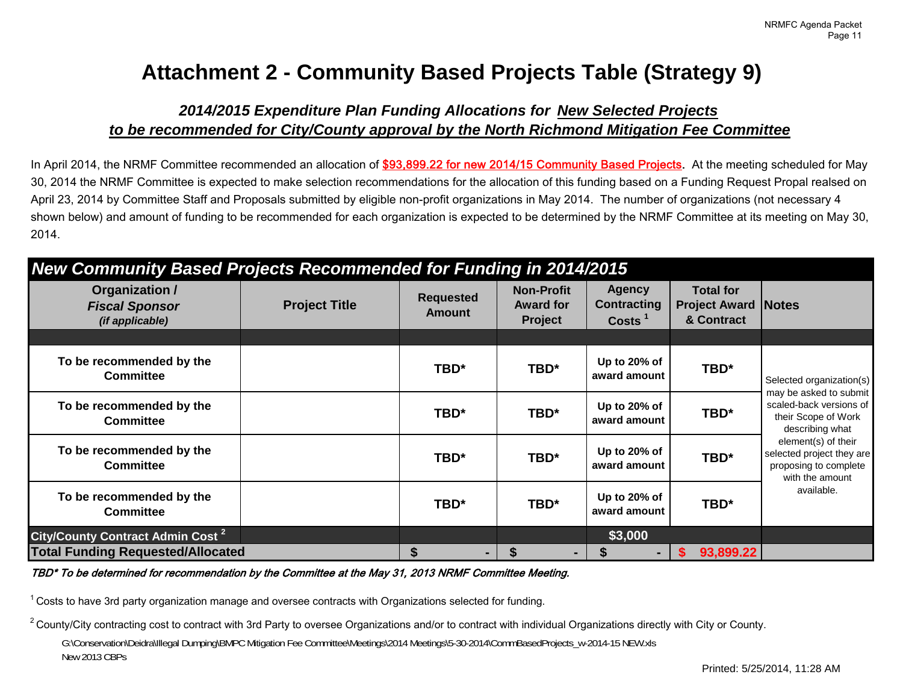# Attachment 2 - Community Based Projects Table (Strategy 9)

## *2014/2015 Expenditure Plan Funding Allocations for New Selected Projects to be recommended for City/County approval by the North Richmond Mitigation Fee Committee*

In April 2014, the NRMF Committee recommended an allocation of **$93,899.22 for new 2014/15 Community Based Projects**. At the meeting scheduled for May 30, 2014 the NRMF Committee is expected to make selection recommendations for the allocation of this funding based on a Funding Request Propal realsed on April 23, 2014 by Committee Staff and Proposals submitted by eligible non-profit organizations in May 2014. The number of organizations (not necessary 4 shown below) and amount of funding to be recommended for each organization is expected to be determined by the NRMF Committee at its meeting on May 30, 2014.

| **New Community Based Projects Recommended for Funding in 2014/2015** | | | | | | |
|---|---|---|---|---|---|---|
| **Organization / *Fiscal Sponsor* *(if applicable)*** | **Project Title** | **Requested Amount** | **Non-Profit Award for Project** | **Agency Contracting Costs [1]** | **Total for Project Award & Contract** | **Notes** |
| | | | | | | |
| **To be recommended by the Committee** | | **TBD*** | **TBD*** | **Up to 20% of award amount** | **TBD*** | Selected organization(s) may be asked to submit scaled-back versions of their Scope of Work describing what element(s) of their selected project they are proposing to complete with the amount available. |
| **To be recommended by the Committee** | | **TBD*** | **TBD*** | **Up to 20% of award amount** | **TBD*** | |
| **To be recommended by the Committee** | | **TBD*** | **TBD*** | **Up to 20% of award amount** | **TBD*** | |
| **To be recommended by the Committee** | | **TBD*** | **TBD*** | **Up to 20% of award amount** | **TBD*** | |
| **City/County Contract Admin Cost [2]** | | | | **$3,000** | | |
| **Total Funding Requested/Allocated** | | **$ -** | **$ -** | **$ -** | **$ 93,899.22** | |

*TBD* To be determined for recommendation by the Committee at the May 31, 2013 NRMF Committee Meeting.*

[1] Costs to have 3rd party organization manage and oversee contracts with Organizations selected for funding.

[2] County/City contracting cost to contract with 3rd Party to oversee Organizations and/or to contract with individual Organizations directly with City or County.

G:\Conservation\Deidra\Illegal Dumping\BMPC Mitigation Fee Committee\Meetings\2014 Meetings\5-30-2014\CommBasedProjects_w-2014-15 NEW.xls
New 2013 CBPs

Printed: 5/25/2014, 11:28 AM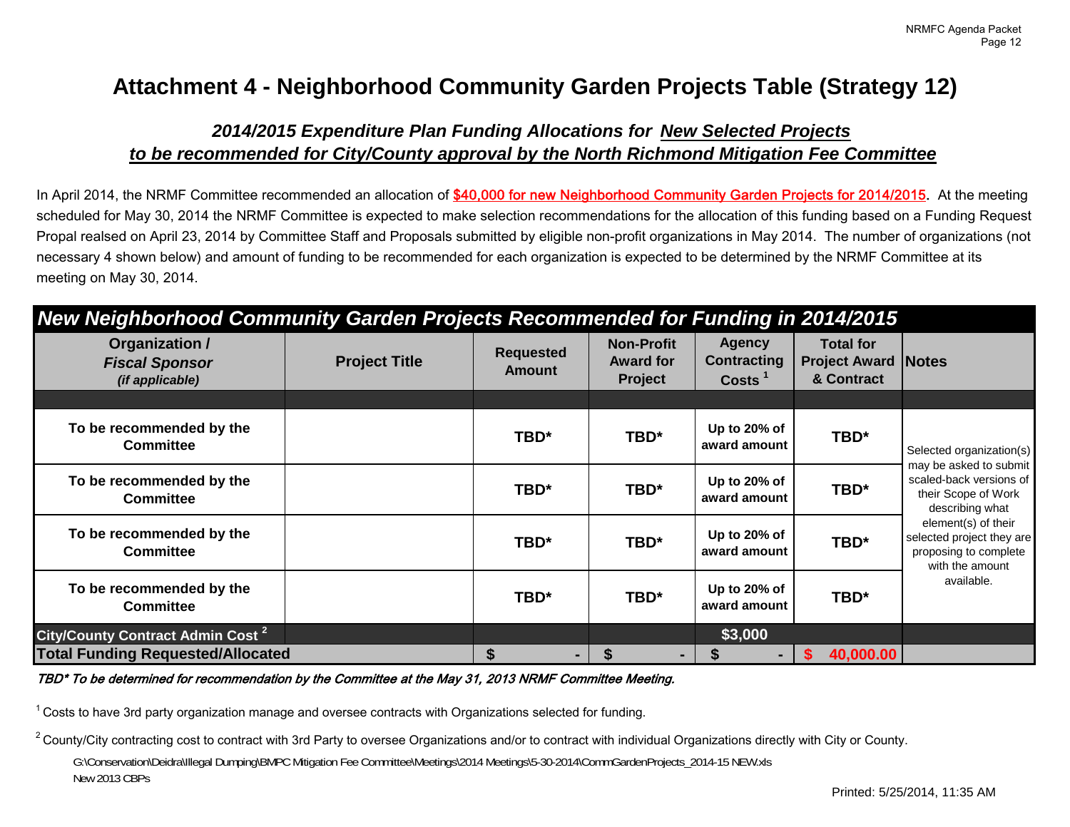# Attachment 4 - Neighborhood Community Garden Projects Table (Strategy 12)

## *2014/2015 Expenditure Plan Funding Allocations for New Selected Projects to be recommended for City/County approval by the North Richmond Mitigation Fee Committee*

In April 2014, the NRMF Committee recommended an allocation of **$40,000 for new Neighborhood Community Garden Projects for 2014/2015**. At the meeting scheduled for May 30, 2014 the NRMF Committee is expected to make selection recommendations for the allocation of this funding based on a Funding Request Propal realsed on April 23, 2014 by Committee Staff and Proposals submitted by eligible non-profit organizations in May 2014. The number of organizations (not necessary 4 shown below) and amount of funding to be recommended for each organization is expected to be determined by the NRMF Committee at its meeting on May 30, 2014.

| *New Neighborhood Community Garden Projects Recommended for Funding in 2014/2015* | | | | | | |
|---|---|---|---|---|---|---|
| **Organization / *Fiscal Sponsor* *(if applicable)*** | **Project Title** | **Requested Amount** | **Non-Profit Award for Project** | **Agency Contracting Costs [1]** | **Total for Project Award & Contract** | **Notes** |
| **To be recommended by the Committee** | | **TBD*** | **TBD*** | **Up to 20% of award amount** | **TBD*** | Selected organization(s) may be asked to submit scaled-back versions of their Scope of Work describing what element(s) of their selected project they are proposing to complete with the amount available. |
| **To be recommended by the Committee** | | **TBD*** | **TBD*** | **Up to 20% of award amount** | **TBD*** | |
| **To be recommended by the Committee** | | **TBD*** | **TBD*** | **Up to 20% of award amount** | **TBD*** | |
| **To be recommended by the Committee** | | **TBD*** | **TBD*** | **Up to 20% of award amount** | **TBD*** | |
| **City/County Contract Admin Cost [2]** | | | | **$3,000** | | |
| **Total Funding Requested/Allocated** | | **$ -** | **$ -** | **$ -** | **$ 40,000.00** | |

*TBD* To be determined for recommendation by the Committee at the May 31, 2013 NRMF Committee Meeting.*

[1] Costs to have 3rd party organization manage and oversee contracts with Organizations selected for funding.

[2] County/City contracting cost to contract with 3rd Party to oversee Organizations and/or to contract with individual Organizations directly with City or County.

G:\Conservation\Deidra\Illegal Dumping\BMPC Mitigation Fee Committee\Meetings\2014 Meetings\5-30-2014\CommGardenProjects_2014-15 NEW.xls
New 2013 CBPs

Printed: 5/25/2014, 11:35 AM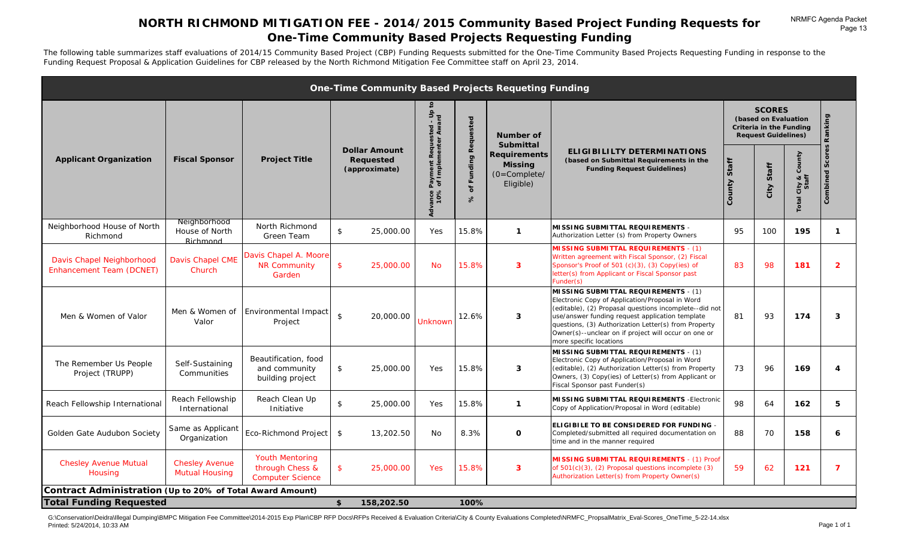# NORTH RICHMOND MITIGATION FEE - 2014/2015 Community Based Project Funding Requests for One-Time Community Based Projects Requesting Funding

The following table summarizes staff evaluations of 2014/15 Community Based Project (CBP) Funding Requests submitted for the One-Time Community Based Projects Requesting Funding in response to the Funding Request Proposal & Application Guidelines for CBP released by the North Richmond Mitigation Fee Committee staff on April 23, 2014.

| One-Time Community Based Projects Requeting Funding | | | | | | | | | | | | |
|---|---|---|---|---|---|---|---|---|---|---|---|---|
| Applicant Organization | Fiscal Sponsor | Project Title | Dollar Amount Requested (approximate) | Advance Payment Requested - Up to 10% of Implementer Award | % of Funding Requested | Number of Submittal Requirements Missing (0=Complete/ Eligible) | ELIGIBILILTY DETERMINATIONS (based on Submittal Requirements in the Funding Request Guidelines) | SCORES (based on Evaluation Criteria in the Funding Request Guidelines) | | | Combined Scores Ranking |
| | | | | | | | | County Staff | City Staff | Total City & County Staff | |
| Neighborhood House of North Richmond | Neighborhood House of North Richmond | North Richmond Green Team | $ 25,000.00 | Yes | 15.8% | 1 | **MISSING SUBMITTAL REQUIREMENTS** - Authorization Letter (s) from Property Owners | 95 | 100 | **195** | 1 |
| Davis Chapel Neighborhood Enhancement Team (DCNET) | Davis Chapel CME Church | Davis Chapel A. Moore NR Community Garden | $ 25,000.00 | No | 15.8% | 3 | **MISSING SUBMITTAL REQUIREMENTS** - (1) Written agreement with Fiscal Sponsor, (2) Fiscal Sponsor's Proof of 501 (c)(3), (3) Copy(ies) of letter(s) from Applicant or Fiscal Sponsor past Funder(s) | 83 | 98 | **181** | 2 |
| Men & Women of Valor | Men & Women of Valor | Environmental Impact Project | $ 20,000.00 | Unknown | 12.6% | 3 | **MISSING SUBMITTAL REQUIREMENTS** - (1) Electronic Copy of Application/Proposal in Word (editable), (2) Propasal questions incomplete--did not use/answer funding request application template questions, (3) Authorization Letter(s) from Property Owner(s)--unclear on if project will occur on one or more specific locations | 81 | 93 | **174** | 3 |
| The Remember Us People Project (TRUPP) | Self-Sustaining Communities | Beautification, food and community building project | $ 25,000.00 | Yes | 15.8% | 3 | **MISSING SUBMITTAL REQUIREMENTS** - (1) Electronic Copy of Application/Proposal in Word (editable), (2) Authorization Letter(s) from Property Owners, (3) Copy(ies) of Letter(s) from Applicant or Fiscal Sponsor past Funder(s) | 73 | 96 | **169** | 4 |
| Reach Fellowship International | Reach Fellowship International | Reach Clean Up Initiative | $ 25,000.00 | Yes | 15.8% | 1 | **MISSING SUBMITTAL REQUIREMENTS** -Electronic Copy of Application/Proposal in Word (editable) | 98 | 64 | **162** | 5 |
| Golden Gate Audubon Society | Same as Applicant Organization | Eco-Richmond Project | $ 13,202.50 | No | 8.3% | 0 | **ELIGIBILE TO BE CONSIDERED FOR FUNDING** - Completed/submitted all required documentation on time and in the manner required | 88 | 70 | **158** | 6 |
| Chesley Avenue Mutual Housing | Chesley Avenue Mutual Housing | Youth Mentoring through Chess & Computer Science | $ 25,000.00 | Yes | 15.8% | 3 | **MISSING SUBMITTAL REQUIREMENTS** - (1) Proof of 501(c)(3), (2) Proposal questions incomplete (3) Authorization Letter(s) from Property Owner(s) | 59 | 62 | **121** | 7 |
| **Contract Administration** (Up to 20% of Total Award Amount) | | | | | | | | | | | |
| **Total Funding Requested** | | | **$ 158,202.50** | | **100%** | | | | | | |

G:\Conservation\Deidra\Illegal Dumping\BMPC Mitigation Fee Committee\2014-2015 Exp Plan\CBP RFP Docs\RFPs Received & Evaluation Criteria\City & County Evaluations Completed\NRMFC_PropsalMatrix_Eval-Scores_OneTime_5-22-14.xlsx
Printed: 5/24/2014, 10:33 AM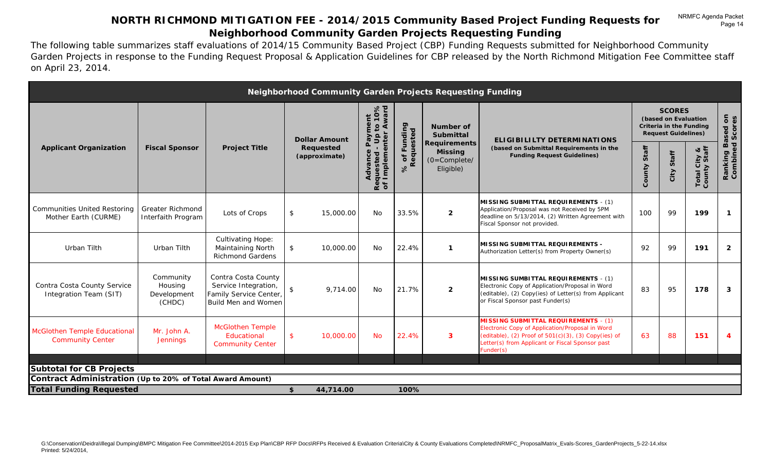# NORTH RICHMOND MITIGATION FEE - 2014/2015 Community Based Project Funding Requests for Neighborhood Community Garden Projects Requesting Funding

The following table summarizes staff evaluations of 2014/15 Community Based Project (CBP) Funding Requests submitted for Neighborhood Community Garden Projects in response to the Funding Request Proposal & Application Guidelines for CBP released by the North Richmond Mitigation Fee Committee staff on April 23, 2014.

| Neighborhood Community Garden Projects Requesting Funding | | | | | | | | | | | |
|---|---|---|---|---|---|---|---|---|---|---|---|
| Applicant Organization | Fiscal Sponsor | Project Title | Dollar Amount Requested (approximate) | Advance Payment Requested - Up to 10% of Implementer Award | % of Funding Requested | Number of Submittal Requirements Missing (0=Complete/ Eligible) | ELIGIBILILTY DETERMINATIONS (based on Submittal Requirements in the Funding Request Guidelines) | SCORES (based on Evaluation Criteria in the Funding Request Guidelines) | | | Ranking Based on Combined Scores |
| | | | | | | | | County Staff | City Staff | Total City & County Staff | |
| Communities United Restoring Mother Earth (CURME) | Greater Richmond Interfaith Program | Lots of Crops | $ 15,000.00 | No | 33.5% | 2 | **MISSING SUBMITTAL REQUIREMENTS** - (1) Application/Proposal was not Received by 5PM deadline on 5/13/2014, (2) Written Agreement with Fiscal Sponsor not provided. | 100 | 99 | **199** | 1 |
| Urban Tilth | Urban Tilth | Cultivating Hope: Maintaining North Richmond Gardens | $ 10,000.00 | No | 22.4% | 1 | **MISSING SUBMITTAL REQUIREMENTS** - Authorization Letter(s) from Property Owner(s) | 92 | 99 | **191** | 2 |
| Contra Costa County Service Integration Team (SIT) | Community Housing Development (CHDC) | Contra Costa County Service Integration, Family Service Center, Build Men and Women | $ 9,714.00 | No | 21.7% | 2 | **MISSING SUMBITTAL REQUIREMENTS** - (1) Electronic Copy of Application/Proposal in Word (editable), (2) Copy(ies) of Letter(s) from Applicant or Fiscal Sponsor past Funder(s) | 83 | 95 | **178** | 3 |
| McGlothen Temple Educational Community Center | Mr. John A. Jennings | McGlothen Temple Educational Community Center | $ 10,000.00 | No | 22.4% | 3 | **MISSING SUBMITTAL REQUIREMENTS** - (1) Electronic Copy of Application/Proposal in Word (editable), (2) Proof of 501(c)(3), (3) Copy(ies) of Letter(s) from Applicant or Fiscal Sponsor past Funder(s) | 63 | 88 | **151** | 4 |
| **Subtotal for CB Projects** | | | | | | | | | | | |
| **Contract Administration (Up to 20% of Total Award Amount)** | | | | | | | | | | | |
| **Total Funding Requested** | | | **$ 44,714.00** | | **100%** | | | | | | |

G:\Conservation\Deidra\Illegal Dumping\BMPC Mitigation Fee Committee\2014-2015 Exp Plan\CBP RFP Docs\RFPs Received & Evaluation Criteria\City & County Evaluations Completed\NRMFC_ProposalMatrix_Evals-Scores_GardenProjects_5-22-14.xlsx
Printed: 5/24/2014,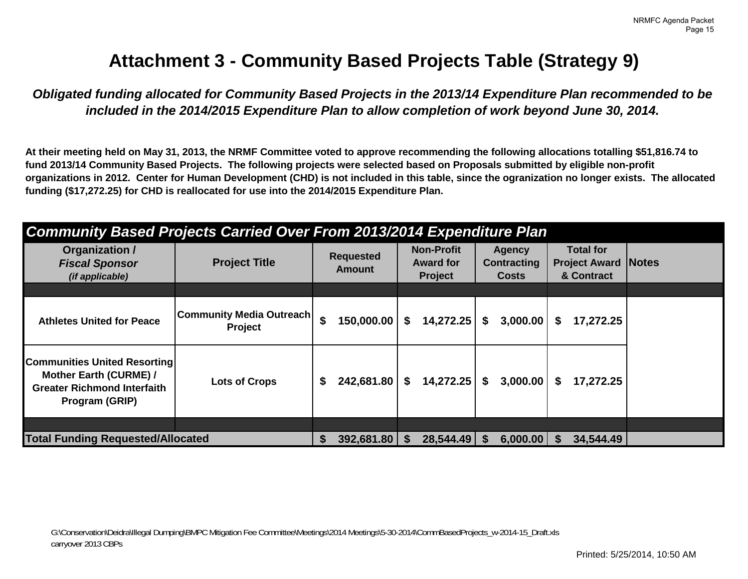# Attachment 3 - Community Based Projects Table (Strategy 9)

***Obligated funding allocated for Community Based Projects in the 2013/14 Expenditure Plan recommended to be included in the 2014/2015 Expenditure Plan to allow completion of work beyond June 30, 2014.***

**At their meeting held on May 31, 2013, the NRMF Committee voted to approve recommending the following allocations totalling $51,816.74 to fund 2013/14 Community Based Projects. The following projects were selected based on Proposals submitted by eligible non-profit organizations in 2012. Center for Human Development (CHD) is not included in this table, since the ogranization no longer exists. The allocated funding ($17,272.25) for CHD is reallocated for use into the 2014/2015 Expenditure Plan.**

| ***Community Based Projects Carried Over From 2013/2014 Expenditure Plan*** | | | | | | |
|---|---|---|---|---|---|---|
| **Organization / *Fiscal Sponsor* *(if applicable)*** | **Project Title** | **Requested Amount** | **Non-Profit Award for Project** | **Agency Contracting Costs** | **Total for Project Award & Contract** | **Notes** |
| | | | | | | |
| **Athletes United for Peace** | **Community Media Outreach Project** | **$ 150,000.00** | **$ 14,272.25** | **$ 3,000.00** | **$ 17,272.25** | |
| **Communities United Resorting Mother Earth (CURME) / Greater Richmond Interfaith Program (GRIP)** | **Lots of Crops** | **$ 242,681.80** | **$ 14,272.25** | **$ 3,000.00** | **$ 17,272.25** | |
| | | | | | | |
| **Total Funding Requested/Allocated** | | **$ 392,681.80** | **$ 28,544.49** | **$ 6,000.00** | **$ 34,544.49** | |

G:\Conservation\Deidra\Illegal Dumping\BMPC Mitigation Fee Committee\Meetings\2014 Meetings\5-30-2014\CommBasedProjects_w-2014-15_Draft.xls
carryover 2013 CBPs

Printed: 5/25/2014, 10:50 AM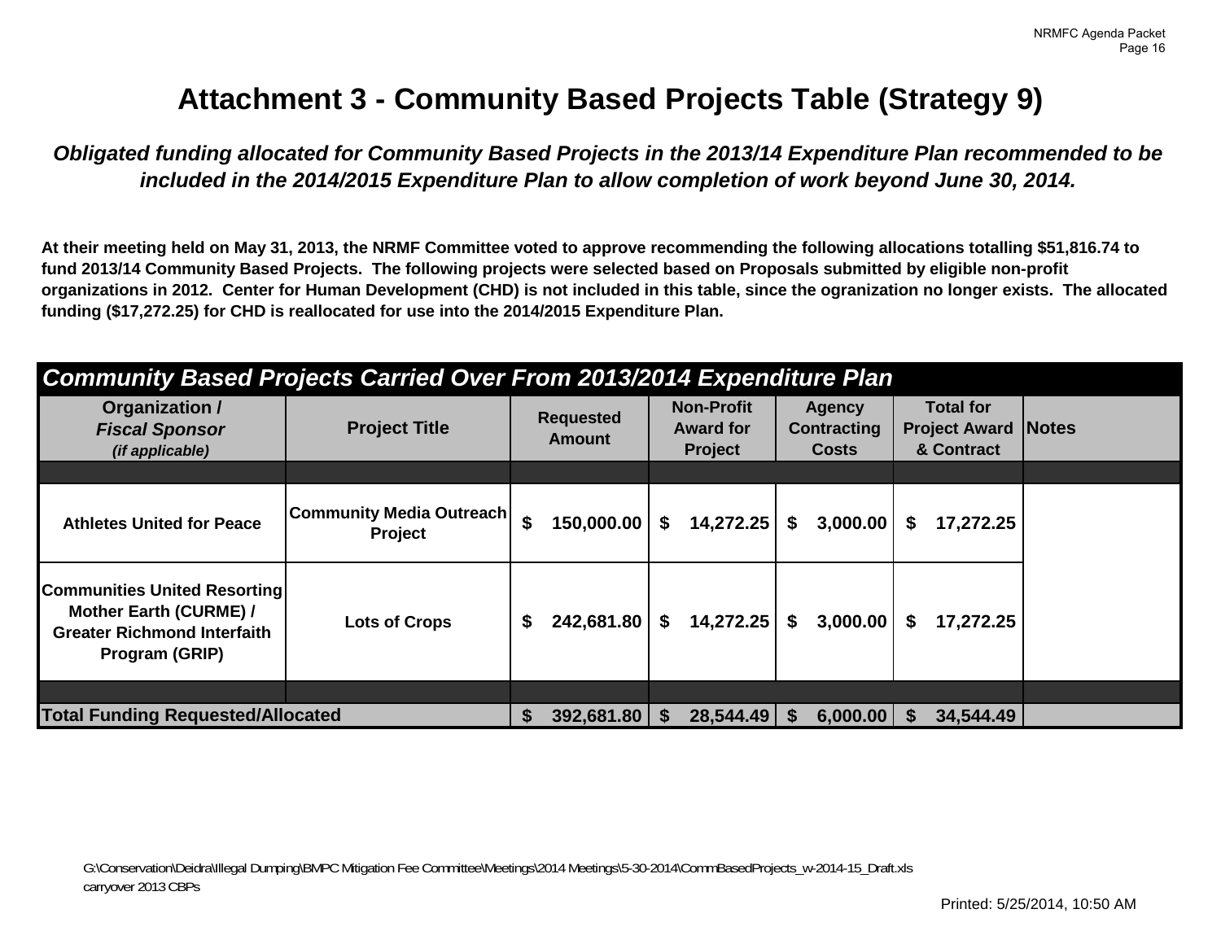# Attachment 3 - Community Based Projects Table (Strategy 9)

***Obligated funding allocated for Community Based Projects in the 2013/14 Expenditure Plan recommended to be included in the 2014/2015 Expenditure Plan to allow completion of work beyond June 30, 2014.***

**At their meeting held on May 31, 2013, the NRMF Committee voted to approve recommending the following allocations totalling $51,816.74 to fund 2013/14 Community Based Projects. The following projects were selected based on Proposals submitted by eligible non-profit organizations in 2012. Center for Human Development (CHD) is not included in this table, since the ogranization no longer exists. The allocated funding ($17,272.25) for CHD is reallocated for use into the 2014/2015 Expenditure Plan.**

***Community Based Projects Carried Over From 2013/2014 Expenditure Plan***

| Organization / *Fiscal Sponsor* *(if applicable)* | Project Title | Requested Amount | Non-Profit Award for Project | Agency Contracting Costs | Total for Project Award & Contract | Notes |
|---|---|---|---|---|---|---|
| | | | | | | |
| **Athletes United for Peace** | **Community Media Outreach Project** | **$ 150,000.00** | **$ 14,272.25** | **$ 3,000.00** | **$ 17,272.25** | |
| **Communities United Resorting Mother Earth (CURME) / Greater Richmond Interfaith Program (GRIP)** | **Lots of Crops** | **$ 242,681.80** | **$ 14,272.25** | **$ 3,000.00** | **$ 17,272.25** | |
| | | | | | | |
| **Total Funding Requested/Allocated** | | **$ 392,681.80** | **$ 28,544.49** | **$ 6,000.00** | **$ 34,544.49** | |

G:\Conservation\Deidra\Illegal Dumping\BMPC Mitigation Fee Committee\Meetings\2014 Meetings\5-30-2014\CommBasedProjects_w-2014-15_Draft.xls
carryover 2013 CBPs

Printed: 5/25/2014, 10:50 AM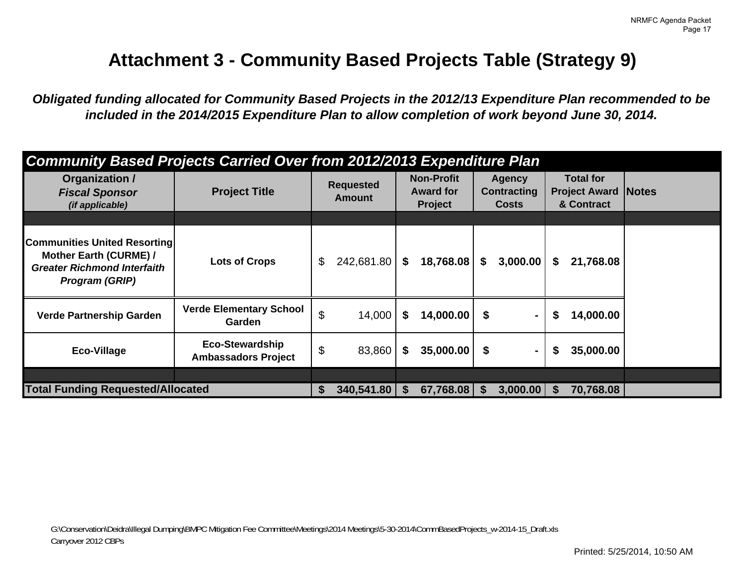# Attachment 3 - Community Based Projects Table (Strategy 9)

***Obligated funding allocated for Community Based Projects in the 2012/13 Expenditure Plan recommended to be included in the 2014/2015 Expenditure Plan to allow completion of work beyond June 30, 2014.***

| ***Community Based Projects Carried Over from 2012/2013 Expenditure Plan*** | | | | | | |
|---|---|---|---|---|---|---|
| **Organization /** ***Fiscal Sponsor*** ***(if applicable)*** | **Project Title** | **Requested Amount** | **Non-Profit Award for Project** | **Agency Contracting Costs** | **Total for Project Award & Contract** | **Notes** |
| | | | | | | |
| **Communities United Resorting Mother Earth (CURME) /** ***Greater Richmond Interfaith Program (GRIP)*** | **Lots of Crops** | $ 242,681.80 | **$ 18,768.08** | **$ 3,000.00** | **$ 21,768.08** | |
| **Verde Partnership Garden** | **Verde Elementary School Garden** | $ 14,000 | **$ 14,000.00** | **$ -** | **$ 14,000.00** | |
| **Eco-Village** | **Eco-Stewardship Ambassadors Project** | $ 83,860 | **$ 35,000.00** | **$ -** | **$ 35,000.00** | |
| | | | | | | |
| **Total Funding Requested/Allocated** | | **$ 340,541.80** | **$ 67,768.08** | **$ 3,000.00** | **$ 70,768.08** | |

G:\Conservation\Deidra\Illegal Dumping\BMPC Mitigation Fee Committee\Meetings\2014 Meetings\5-30-2014\CommBasedProjects_w-2014-15_Draft.xls
Carryover 2012 CBPs

Printed: 5/25/2014, 10:50 AM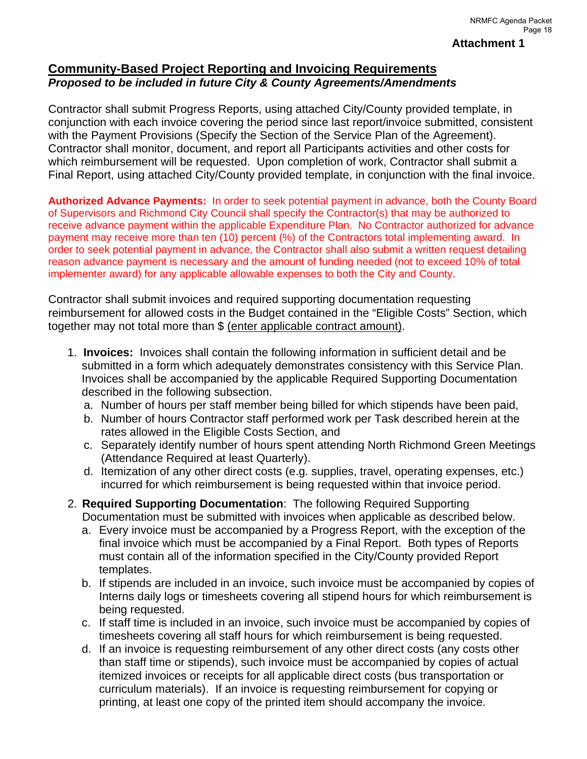**Attachment 1**

## Community-Based Project Reporting and Invoicing Requirements

***Proposed to be included in future City & County Agreements/Amendments***

Contractor shall submit Progress Reports, using attached City/County provided template, in conjunction with each invoice covering the period since last report/invoice submitted, consistent with the Payment Provisions (Specify the Section of the Service Plan of the Agreement). Contractor shall monitor, document, and report all Participants activities and other costs for which reimbursement will be requested. Upon completion of work, Contractor shall submit a Final Report, using attached City/County provided template, in conjunction with the final invoice.

**Authorized Advance Payments:** In order to seek potential payment in advance, both the County Board of Supervisors and Richmond City Council shall specify the Contractor(s) that may be authorized to receive advance payment within the applicable Expenditure Plan. No Contractor authorized for advance payment may receive more than ten (10) percent (%) of the Contractors total implementing award. In order to seek potential payment in advance, the Contractor shall also submit a written request detailing reason advance payment is necessary and the amount of funding needed (not to exceed 10% of total implementer award) for any applicable allowable expenses to both the City and County.

Contractor shall submit invoices and required supporting documentation requesting reimbursement for allowed costs in the Budget contained in the "Eligible Costs" Section, which together may not total more than $ (enter applicable contract amount).

1. **Invoices:** Invoices shall contain the following information in sufficient detail and be submitted in a form which adequately demonstrates consistency with this Service Plan. Invoices shall be accompanied by the applicable Required Supporting Documentation described in the following subsection.
   a. Number of hours per staff member being billed for which stipends have been paid,
   b. Number of hours Contractor staff performed work per Task described herein at the rates allowed in the Eligible Costs Section, and
   c. Separately identify number of hours spent attending North Richmond Green Meetings (Attendance Required at least Quarterly).
   d. Itemization of any other direct costs (e.g. supplies, travel, operating expenses, etc.) incurred for which reimbursement is being requested within that invoice period.

2. **Required Supporting Documentation**: The following Required Supporting Documentation must be submitted with invoices when applicable as described below.
   a. Every invoice must be accompanied by a Progress Report, with the exception of the final invoice which must be accompanied by a Final Report. Both types of Reports must contain all of the information specified in the City/County provided Report templates.
   b. If stipends are included in an invoice, such invoice must be accompanied by copies of Interns daily logs or timesheets covering all stipend hours for which reimbursement is being requested.
   c. If staff time is included in an invoice, such invoice must be accompanied by copies of timesheets covering all staff hours for which reimbursement is being requested.
   d. If an invoice is requesting reimbursement of any other direct costs (any costs other than staff time or stipends), such invoice must be accompanied by copies of actual itemized invoices or receipts for all applicable direct costs (bus transportation or curriculum materials). If an invoice is requesting reimbursement for copying or printing, at least one copy of the printed item should accompany the invoice.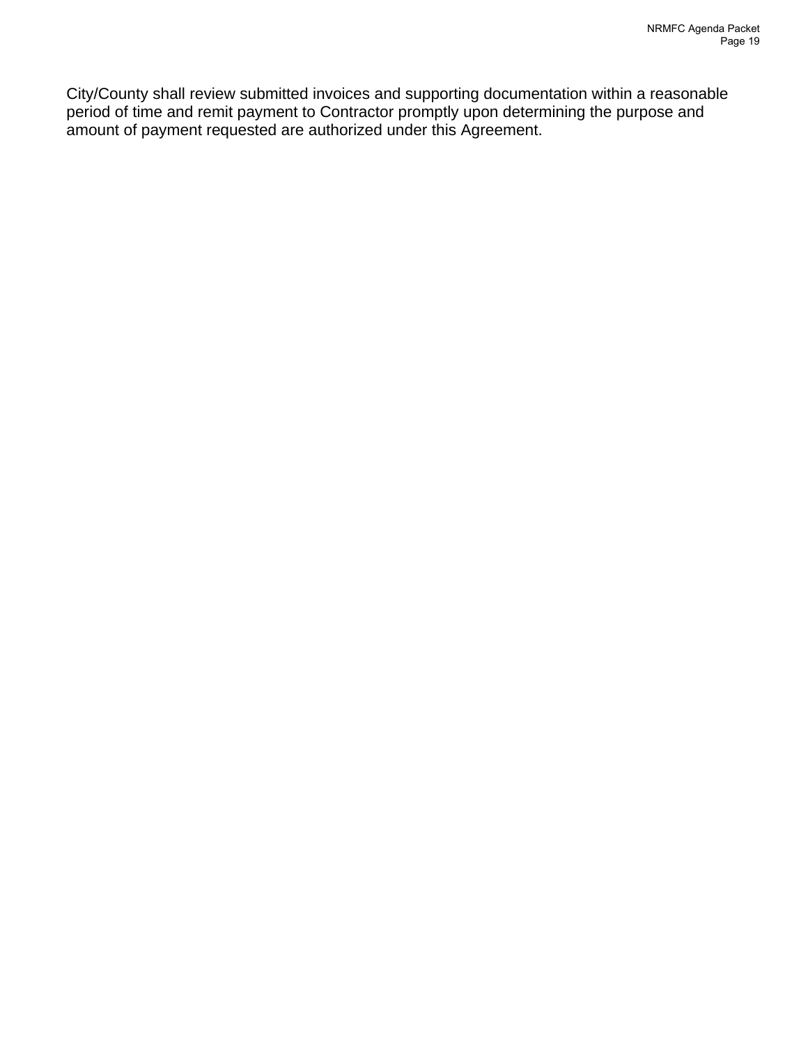City/County shall review submitted invoices and supporting documentation within a reasonable period of time and remit payment to Contractor promptly upon determining the purpose and amount of payment requested are authorized under this Agreement.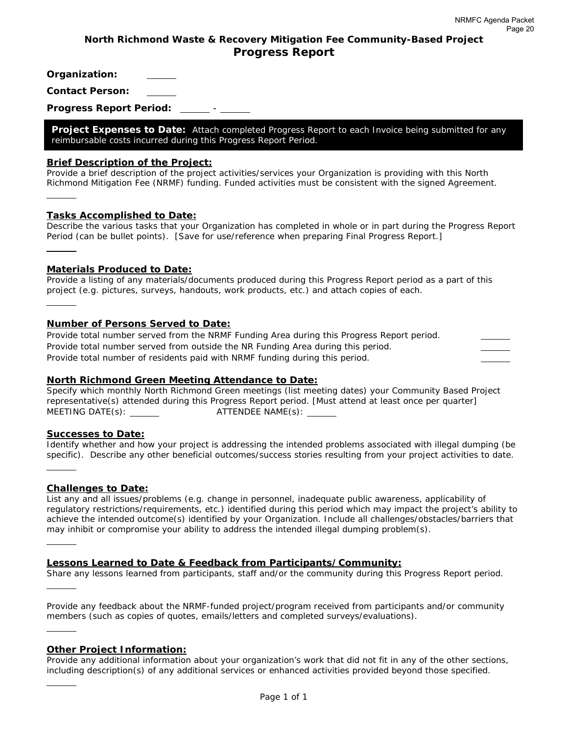# North Richmond Waste & Recovery Mitigation Fee Community-Based Project
## Progress Report

**Organization:** ______

**Contact Person:** ______

**Progress Report Period:** ______ - ______

**Project Expenses to Date:** Attach completed Progress Report to each Invoice being submitted for any reimbursable costs incurred during this Progress Report Period.

### Brief Description of the Project:

Provide a brief description of the project activities/services your Organization is providing with this North Richmond Mitigation Fee (NRMF) funding. Funded activities must be consistent with the signed Agreement.

______

### Tasks Accomplished to Date:

Describe the various tasks that your Organization has completed in whole or in part during the Progress Report Period (can be bullet points). [Save for use/reference when preparing Final Progress Report.]

______

### Materials Produced to Date:

Provide a listing of any materials/documents produced during this Progress Report period as a part of this project (e.g. pictures, surveys, handouts, work products, etc.) and attach copies of each.

______

### Number of Persons Served to Date:

Provide total number served from the NRMF Funding Area during this Progress Report period. ______

Provide total number served from outside the NR Funding Area during this period. ______

Provide total number of residents paid with NRMF funding during this period. ______

### North Richmond Green Meeting Attendance to Date:

Specify which monthly North Richmond Green meetings (list meeting dates) your Community Based Project representative(s) attended during this Progress Report period. [Must attend at least once per quarter]

MEETING DATE(s): ______ ATTENDEE NAME(s): ______

### Successes to Date:

Identify whether and how your project is addressing the intended problems associated with illegal dumping (be specific). Describe any other beneficial outcomes/success stories resulting from your project activities to date.

______

### Challenges to Date:

List any and all issues/problems (e.g. change in personnel, inadequate public awareness, applicability of regulatory restrictions/requirements, etc.) identified during this period which may impact the project's ability to achieve the intended outcome(s) identified by your Organization. Include all challenges/obstacles/barriers that may inhibit or compromise your ability to address the intended illegal dumping problem(s).

______

### Lessons Learned to Date & Feedback from Participants/Community:

Share any lessons learned from participants, staff and/or the community during this Progress Report period.

______

Provide any feedback about the NRMF-funded project/program received from participants and/or community members (such as copies of quotes, emails/letters and completed surveys/evaluations).

______

### Other Project Information:

Provide any additional information about your organization's work that did not fit in any of the other sections, including description(s) of any additional services or enhanced activities provided beyond those specified.

______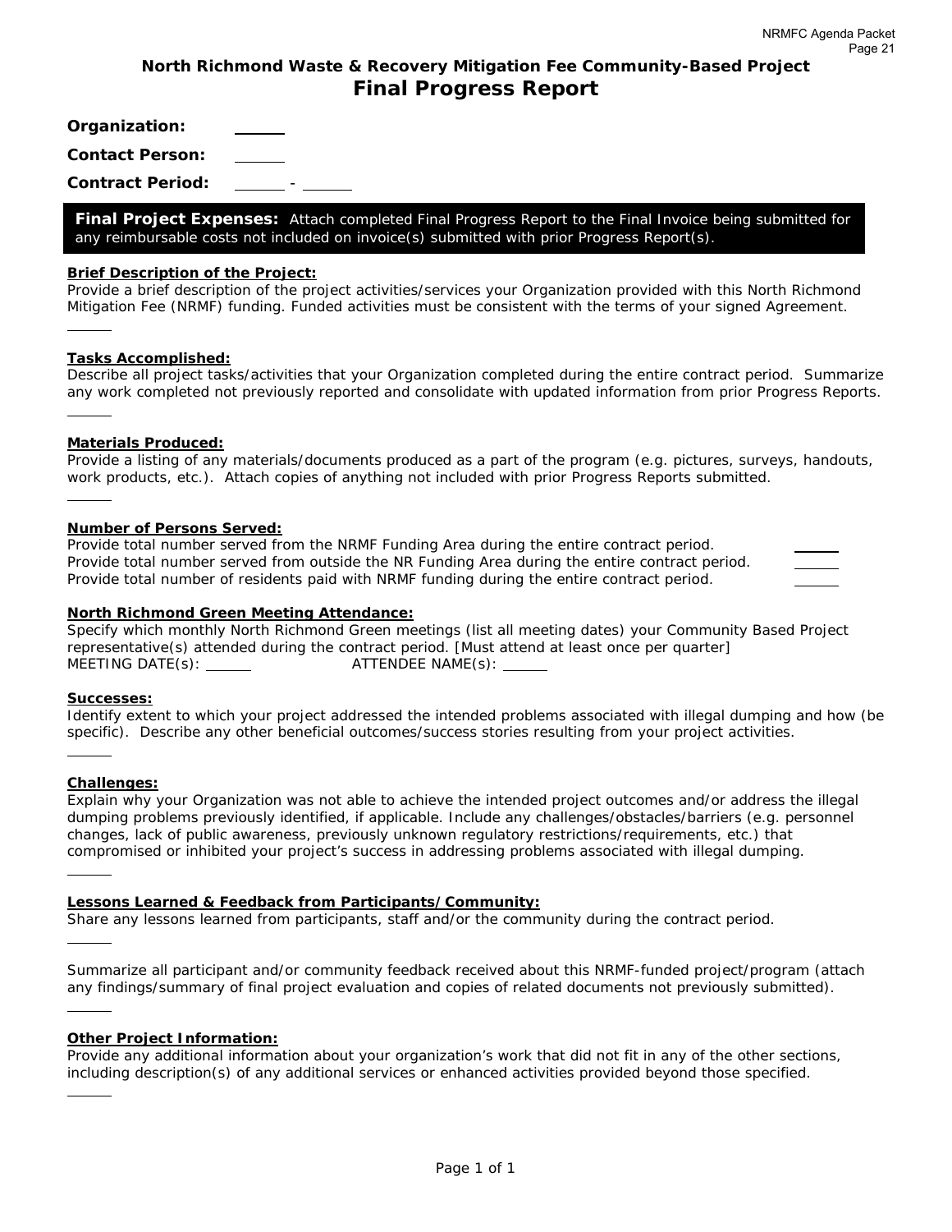## North Richmond Waste & Recovery Mitigation Fee Community-Based Project

# Final Progress Report

**Organization:** ______

**Contact Person:** ______

**Contract Period:** ______ - ______

**Final Project Expenses:** Attach completed Final Progress Report to the Final Invoice being submitted for any reimbursable costs not included on invoice(s) submitted with prior Progress Report(s).

**Brief Description of the Project:**

Provide a brief description of the project activities/services your Organization provided with this North Richmond Mitigation Fee (NRMF) funding. Funded activities must be consistent with the terms of your signed Agreement.

______

**Tasks Accomplished:**

Describe all project tasks/activities that your Organization completed during the entire contract period. Summarize any work completed not previously reported and consolidate with updated information from prior Progress Reports.

______

**Materials Produced:**

Provide a listing of any materials/documents produced as a part of the program (e.g. pictures, surveys, handouts, work products, etc.). Attach copies of anything not included with prior Progress Reports submitted.

______

**Number of Persons Served:**

Provide total number served from the NRMF Funding Area during the entire contract period. ______

Provide total number served from outside the NR Funding Area during the entire contract period. ______

Provide total number of residents paid with NRMF funding during the entire contract period. ______

**North Richmond Green Meeting Attendance:**

Specify which monthly North Richmond Green meetings (list all meeting dates) your Community Based Project representative(s) attended during the contract period. [Must attend at least once per quarter]

MEETING DATE(s): ______ ATTENDEE NAME(s): ______

**Successes:**

Identify extent to which your project addressed the intended problems associated with illegal dumping and how (be specific). Describe any other beneficial outcomes/success stories resulting from your project activities.

______

**Challenges:**

Explain why your Organization was not able to achieve the intended project outcomes and/or address the illegal dumping problems previously identified, if applicable. Include any challenges/obstacles/barriers (e.g. personnel changes, lack of public awareness, previously unknown regulatory restrictions/requirements, etc.) that compromised or inhibited your project's success in addressing problems associated with illegal dumping.

______

**Lessons Learned & Feedback from Participants/Community:**

Share any lessons learned from participants, staff and/or the community during the contract period.

______

Summarize all participant and/or community feedback received about this NRMF-funded project/program (attach any findings/summary of final project evaluation and copies of related documents not previously submitted).

______

**Other Project Information:**

Provide any additional information about your organization's work that did not fit in any of the other sections, including description(s) of any additional services or enhanced activities provided beyond those specified.

______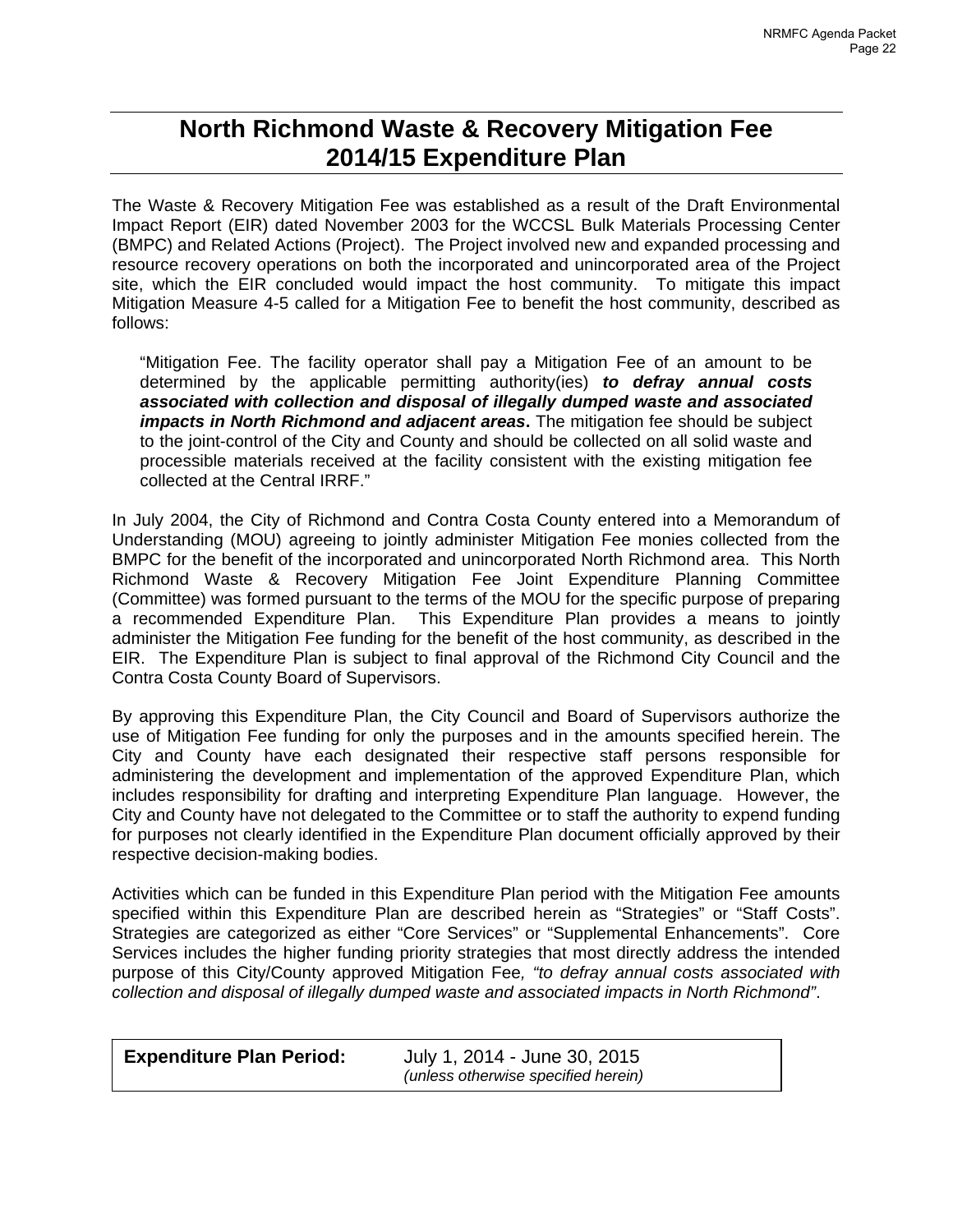# North Richmond Waste & Recovery Mitigation Fee 2014/15 Expenditure Plan

The Waste & Recovery Mitigation Fee was established as a result of the Draft Environmental Impact Report (EIR) dated November 2003 for the WCCSL Bulk Materials Processing Center (BMPC) and Related Actions (Project). The Project involved new and expanded processing and resource recovery operations on both the incorporated and unincorporated area of the Project site, which the EIR concluded would impact the host community. To mitigate this impact Mitigation Measure 4-5 called for a Mitigation Fee to benefit the host community, described as follows:

> "Mitigation Fee. The facility operator shall pay a Mitigation Fee of an amount to be determined by the applicable permitting authority(ies) ***to defray annual costs associated with collection and disposal of illegally dumped waste and associated impacts in North Richmond and adjacent areas*.** The mitigation fee should be subject to the joint-control of the City and County and should be collected on all solid waste and processible materials received at the facility consistent with the existing mitigation fee collected at the Central IRRF."

In July 2004, the City of Richmond and Contra Costa County entered into a Memorandum of Understanding (MOU) agreeing to jointly administer Mitigation Fee monies collected from the BMPC for the benefit of the incorporated and unincorporated North Richmond area. This North Richmond Waste & Recovery Mitigation Fee Joint Expenditure Planning Committee (Committee) was formed pursuant to the terms of the MOU for the specific purpose of preparing a recommended Expenditure Plan. This Expenditure Plan provides a means to jointly administer the Mitigation Fee funding for the benefit of the host community, as described in the EIR. The Expenditure Plan is subject to final approval of the Richmond City Council and the Contra Costa County Board of Supervisors.

By approving this Expenditure Plan, the City Council and Board of Supervisors authorize the use of Mitigation Fee funding for only the purposes and in the amounts specified herein. The City and County have each designated their respective staff persons responsible for administering the development and implementation of the approved Expenditure Plan, which includes responsibility for drafting and interpreting Expenditure Plan language. However, the City and County have not delegated to the Committee or to staff the authority to expend funding for purposes not clearly identified in the Expenditure Plan document officially approved by their respective decision-making bodies.

Activities which can be funded in this Expenditure Plan period with the Mitigation Fee amounts specified within this Expenditure Plan are described herein as "Strategies" or "Staff Costs". Strategies are categorized as either "Core Services" or "Supplemental Enhancements". Core Services includes the higher funding priority strategies that most directly address the intended purpose of this City/County approved Mitigation Fee*, "to defray annual costs associated with collection and disposal of illegally dumped waste and associated impacts in North Richmond"*.

| **Expenditure Plan Period:** | July 1, 2014 - June 30, 2015 *(unless otherwise specified herein)* |
|---|---|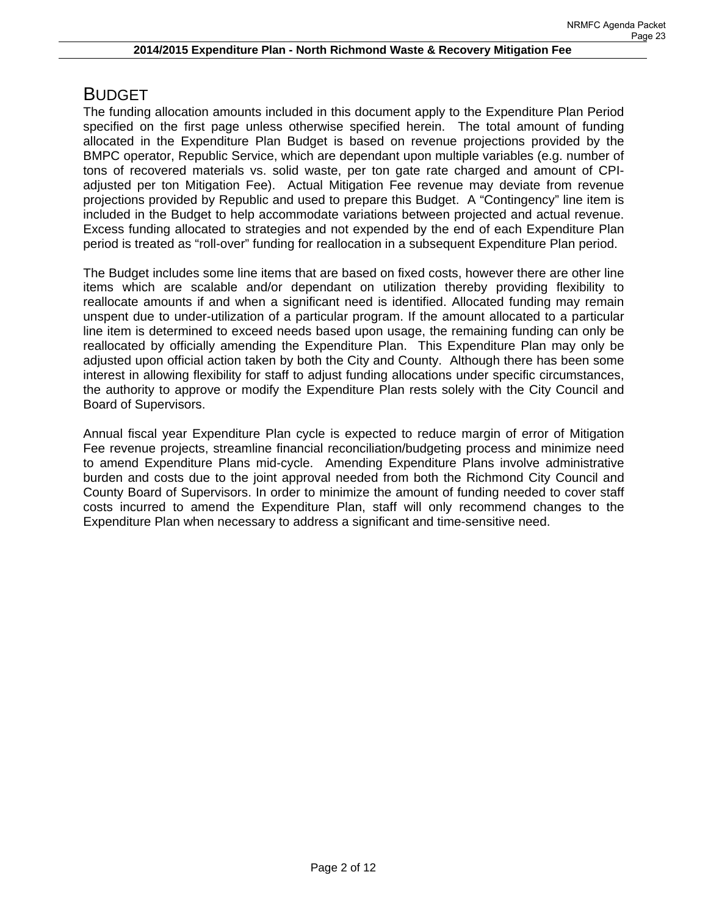# BUDGET

The funding allocation amounts included in this document apply to the Expenditure Plan Period specified on the first page unless otherwise specified herein. The total amount of funding allocated in the Expenditure Plan Budget is based on revenue projections provided by the BMPC operator, Republic Service, which are dependant upon multiple variables (e.g. number of tons of recovered materials vs. solid waste, per ton gate rate charged and amount of CPI-adjusted per ton Mitigation Fee). Actual Mitigation Fee revenue may deviate from revenue projections provided by Republic and used to prepare this Budget. A "Contingency" line item is included in the Budget to help accommodate variations between projected and actual revenue. Excess funding allocated to strategies and not expended by the end of each Expenditure Plan period is treated as "roll-over" funding for reallocation in a subsequent Expenditure Plan period.

The Budget includes some line items that are based on fixed costs, however there are other line items which are scalable and/or dependant on utilization thereby providing flexibility to reallocate amounts if and when a significant need is identified. Allocated funding may remain unspent due to under-utilization of a particular program. If the amount allocated to a particular line item is determined to exceed needs based upon usage, the remaining funding can only be reallocated by officially amending the Expenditure Plan. This Expenditure Plan may only be adjusted upon official action taken by both the City and County. Although there has been some interest in allowing flexibility for staff to adjust funding allocations under specific circumstances, the authority to approve or modify the Expenditure Plan rests solely with the City Council and Board of Supervisors.

Annual fiscal year Expenditure Plan cycle is expected to reduce margin of error of Mitigation Fee revenue projects, streamline financial reconciliation/budgeting process and minimize need to amend Expenditure Plans mid-cycle. Amending Expenditure Plans involve administrative burden and costs due to the joint approval needed from both the Richmond City Council and County Board of Supervisors. In order to minimize the amount of funding needed to cover staff costs incurred to amend the Expenditure Plan, staff will only recommend changes to the Expenditure Plan when necessary to address a significant and time-sensitive need.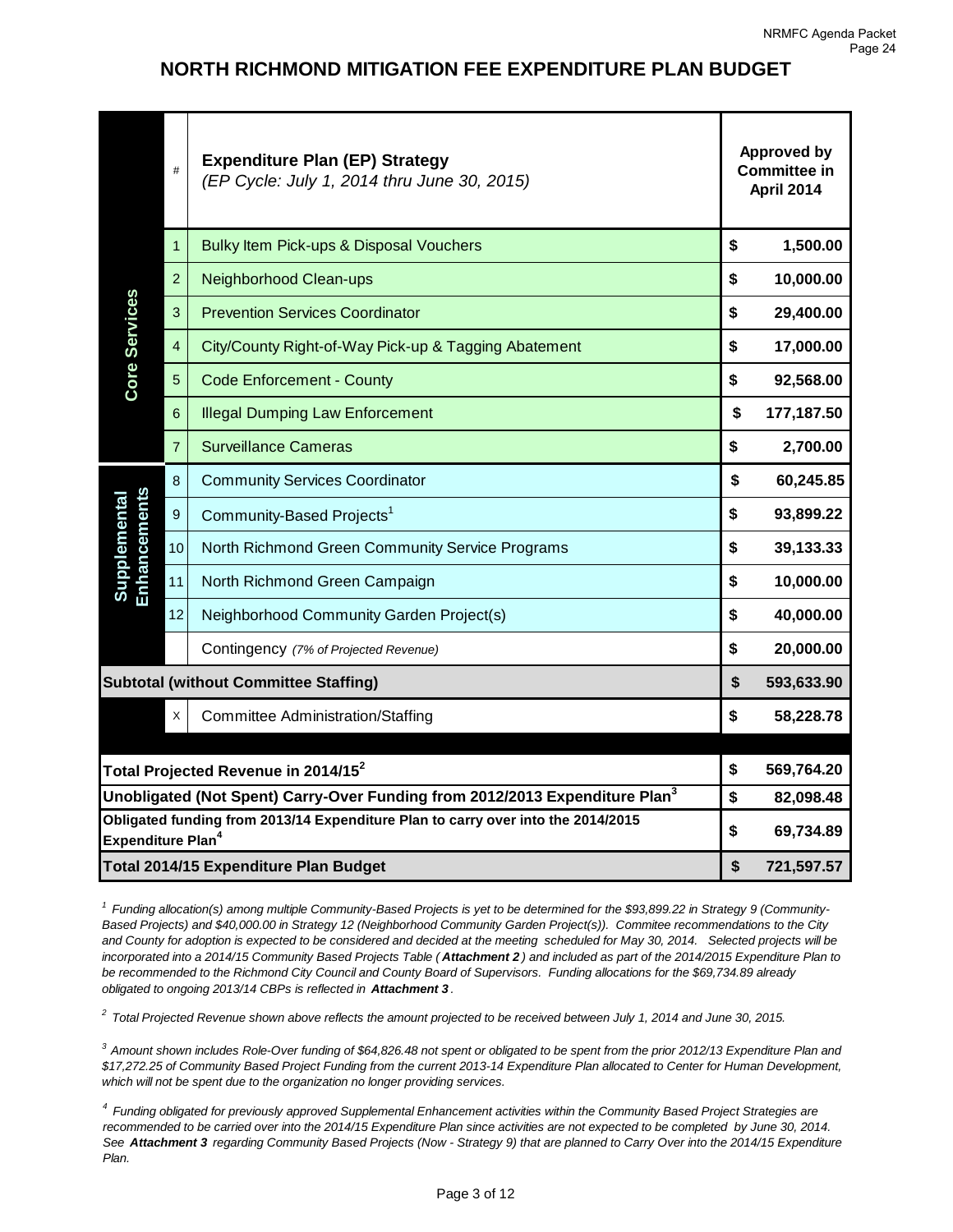# NORTH RICHMOND MITIGATION FEE EXPENDITURE PLAN BUDGET

| | # | Expenditure Plan (EP) Strategy *(EP Cycle: July 1, 2014 thru June 30, 2015)* | Approved by Committee in April 2014 |
|---|---|---|---|
| Core Services | 1 | Bulky Item Pick-ups & Disposal Vouchers | $ 1,500.00 |
| | 2 | Neighborhood Clean-ups | $ 10,000.00 |
| | 3 | Prevention Services Coordinator | $ 29,400.00 |
| | 4 | City/County Right-of-Way Pick-up & Tagging Abatement | $ 17,000.00 |
| | 5 | Code Enforcement - County | $ 92,568.00 |
| | 6 | Illegal Dumping Law Enforcement | $ 177,187.50 |
| | 7 | Surveillance Cameras | $ 2,700.00 |
| Supplemental Enhancements | 8 | Community Services Coordinator | $ 60,245.85 |
| | 9 | Community-Based Projects[1] | $ 93,899.22 |
| | 10 | North Richmond Green Community Service Programs | $ 39,133.33 |
| | 11 | North Richmond Green Campaign | $ 10,000.00 |
| | 12 | Neighborhood Community Garden Project(s) | $ 40,000.00 |
| | | Contingency *(7% of Projected Revenue)* | $ 20,000.00 |
| **Subtotal (without Committee Staffing)** | | | **$ 593,633.90** |
| | X | Committee Administration/Staffing | $ 58,228.78 |
| **Total Projected Revenue in 2014/15[2]** | | | **$ 569,764.20** |
| **Unobligated (Not Spent) Carry-Over Funding from 2012/2013 Expenditure Plan[3]** | | | **$ 82,098.48** |
| **Obligated funding from 2013/14 Expenditure Plan to carry over into the 2014/2015 Expenditure Plan[4]** | | | **$ 69,734.89** |
| **Total 2014/15 Expenditure Plan Budget** | | | **$ 721,597.57** |

*[1] Funding allocation(s) among multiple Community-Based Projects is yet to be determined for the $93,899.22 in Strategy 9 (Community-Based Projects) and $40,000.00 in Strategy 12 (Neighborhood Community Garden Project(s)). Commitee recommendations to the City and County for adoption is expected to be considered and decided at the meeting scheduled for May 30, 2014. Selected projects will be incorporated into a 2014/15 Community Based Projects Table (**Attachment 2**) and included as part of the 2014/2015 Expenditure Plan to be recommended to the Richmond City Council and County Board of Supervisors. Funding allocations for the $69,734.89 already obligated to ongoing 2013/14 CBPs is reflected in **Attachment 3**.*

*[2] Total Projected Revenue shown above reflects the amount projected to be received between July 1, 2014 and June 30, 2015.*

*[3] Amount shown includes Role-Over funding of $64,826.48 not spent or obligated to be spent from the prior 2012/13 Expenditure Plan and $17,272.25 of Community Based Project Funding from the current 2013-14 Expenditure Plan allocated to Center for Human Development, which will not be spent due to the organization no longer providing services.*

*[4] Funding obligated for previously approved Supplemental Enhancement activities within the Community Based Project Strategies are recommended to be carried over into the 2014/15 Expenditure Plan since activities are not expected to be completed by June 30, 2014. See **Attachment 3** regarding Community Based Projects (Now - Strategy 9) that are planned to Carry Over into the 2014/15 Expenditure Plan.*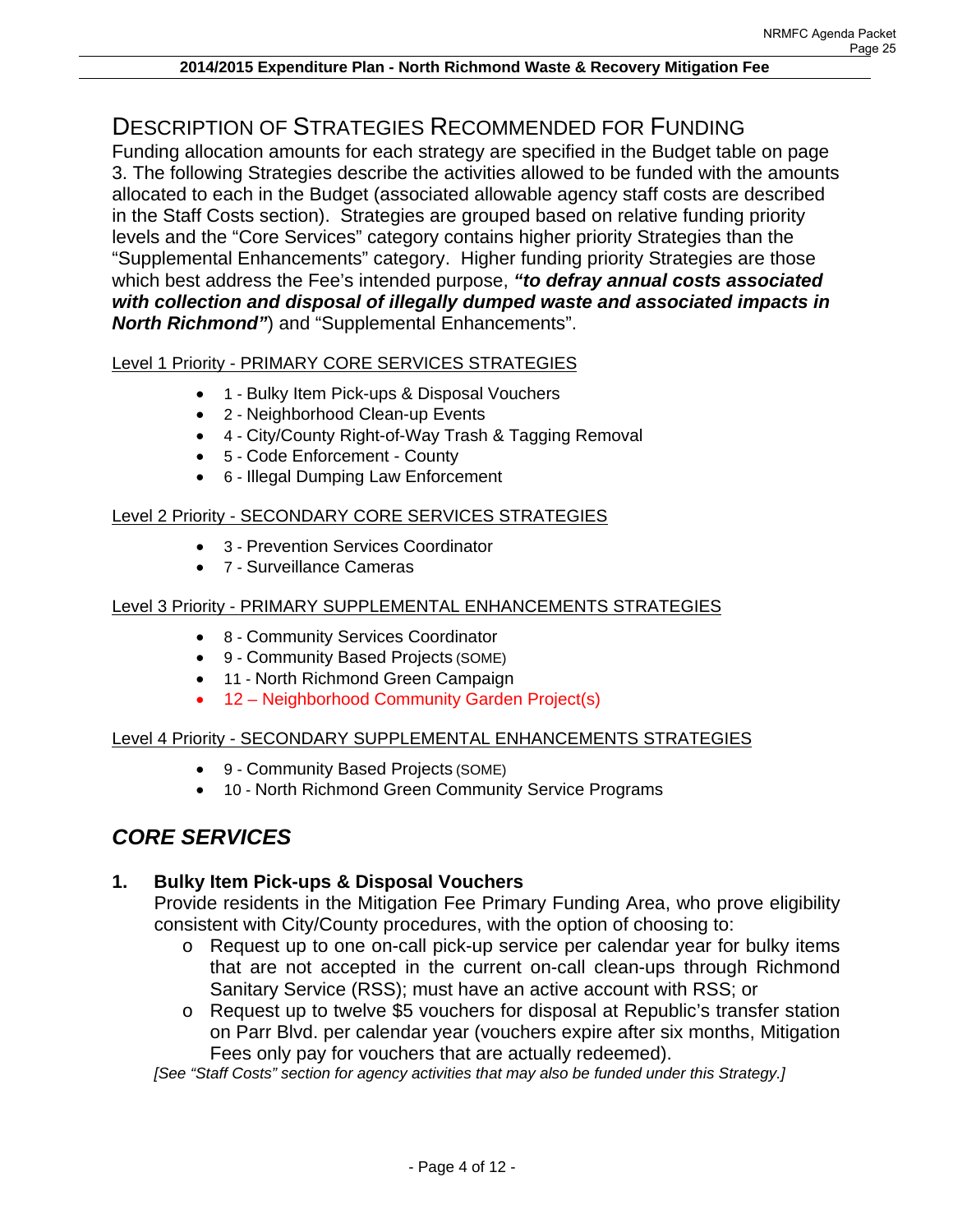## DESCRIPTION OF STRATEGIES RECOMMENDED FOR FUNDING

Funding allocation amounts for each strategy are specified in the Budget table on page 3. The following Strategies describe the activities allowed to be funded with the amounts allocated to each in the Budget (associated allowable agency staff costs are described in the Staff Costs section). Strategies are grouped based on relative funding priority levels and the "Core Services" category contains higher priority Strategies than the "Supplemental Enhancements" category. Higher funding priority Strategies are those which best address the Fee's intended purpose, ***"to defray annual costs associated with collection and disposal of illegally dumped waste and associated impacts in North Richmond"***) and "Supplemental Enhancements".

<u>Level 1 Priority - PRIMARY CORE SERVICES STRATEGIES</u>

- 1 - Bulky Item Pick-ups & Disposal Vouchers
- 2 - Neighborhood Clean-up Events
- 4 - City/County Right-of-Way Trash & Tagging Removal
- 5 - Code Enforcement - County
- 6 - Illegal Dumping Law Enforcement

<u>Level 2 Priority - SECONDARY CORE SERVICES STRATEGIES</u>

- 3 - Prevention Services Coordinator
- 7 - Surveillance Cameras

<u>Level 3 Priority - PRIMARY SUPPLEMENTAL ENHANCEMENTS STRATEGIES</u>

- 8 - Community Services Coordinator
- 9 - Community Based Projects (SOME)
- 11 - North Richmond Green Campaign
- 12 – Neighborhood Community Garden Project(s)

<u>Level 4 Priority - SECONDARY SUPPLEMENTAL ENHANCEMENTS STRATEGIES</u>

- 9 - Community Based Projects (SOME)
- 10 - North Richmond Green Community Service Programs

## *CORE SERVICES*

### 1. Bulky Item Pick-ups & Disposal Vouchers

Provide residents in the Mitigation Fee Primary Funding Area, who prove eligibility consistent with City/County procedures, with the option of choosing to:

- Request up to one on-call pick-up service per calendar year for bulky items that are not accepted in the current on-call clean-ups through Richmond Sanitary Service (RSS); must have an active account with RSS; or
- Request up to twelve $5 vouchers for disposal at Republic's transfer station on Parr Blvd. per calendar year (vouchers expire after six months, Mitigation Fees only pay for vouchers that are actually redeemed).

*[See "Staff Costs" section for agency activities that may also be funded under this Strategy.]*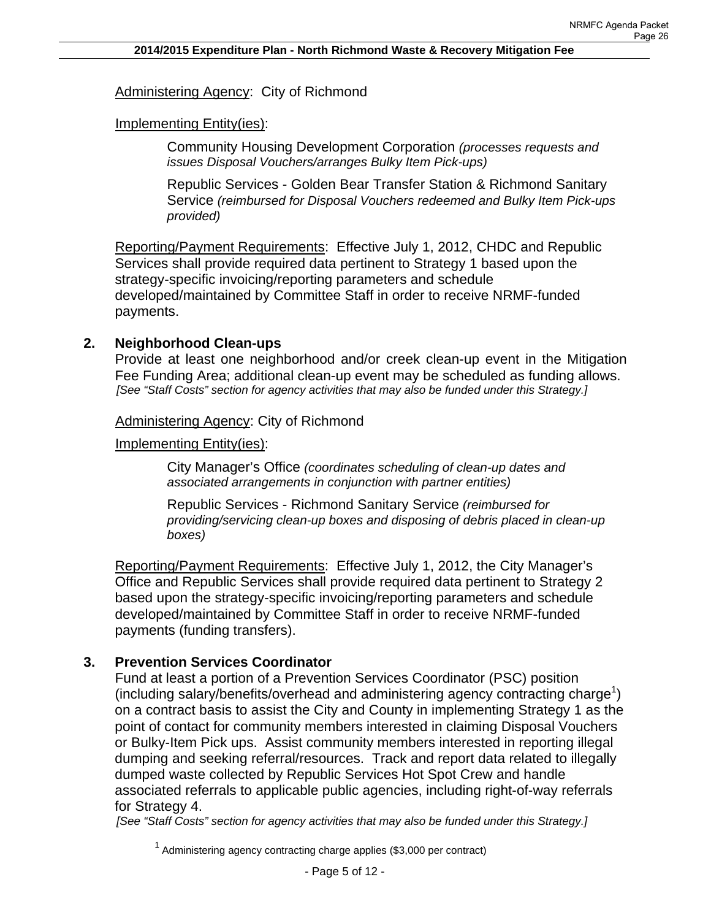Administering Agency: City of Richmond

Implementing Entity(ies):

> Community Housing Development Corporation *(processes requests and issues Disposal Vouchers/arranges Bulky Item Pick-ups)*
>
> Republic Services - Golden Bear Transfer Station & Richmond Sanitary Service *(reimbursed for Disposal Vouchers redeemed and Bulky Item Pick-ups provided)*

Reporting/Payment Requirements: Effective July 1, 2012, CHDC and Republic Services shall provide required data pertinent to Strategy 1 based upon the strategy-specific invoicing/reporting parameters and schedule developed/maintained by Committee Staff in order to receive NRMF-funded payments.

**2. Neighborhood Clean-ups**

Provide at least one neighborhood and/or creek clean-up event in the Mitigation Fee Funding Area; additional clean-up event may be scheduled as funding allows. *[See "Staff Costs" section for agency activities that may also be funded under this Strategy.]*

Administering Agency: City of Richmond

Implementing Entity(ies):

> City Manager's Office *(coordinates scheduling of clean-up dates and associated arrangements in conjunction with partner entities)*
>
> Republic Services - Richmond Sanitary Service *(reimbursed for providing/servicing clean-up boxes and disposing of debris placed in clean-up boxes)*

Reporting/Payment Requirements: Effective July 1, 2012, the City Manager's Office and Republic Services shall provide required data pertinent to Strategy 2 based upon the strategy-specific invoicing/reporting parameters and schedule developed/maintained by Committee Staff in order to receive NRMF-funded payments (funding transfers).

**3. Prevention Services Coordinator**

Fund at least a portion of a Prevention Services Coordinator (PSC) position (including salary/benefits/overhead and administering agency contracting charge[1]) on a contract basis to assist the City and County in implementing Strategy 1 as the point of contact for community members interested in claiming Disposal Vouchers or Bulky-Item Pick ups. Assist community members interested in reporting illegal dumping and seeking referral/resources. Track and report data related to illegally dumped waste collected by Republic Services Hot Spot Crew and handle associated referrals to applicable public agencies, including right-of-way referrals for Strategy 4.
*[See "Staff Costs" section for agency activities that may also be funded under this Strategy.]*

[1] Administering agency contracting charge applies ($3,000 per contract)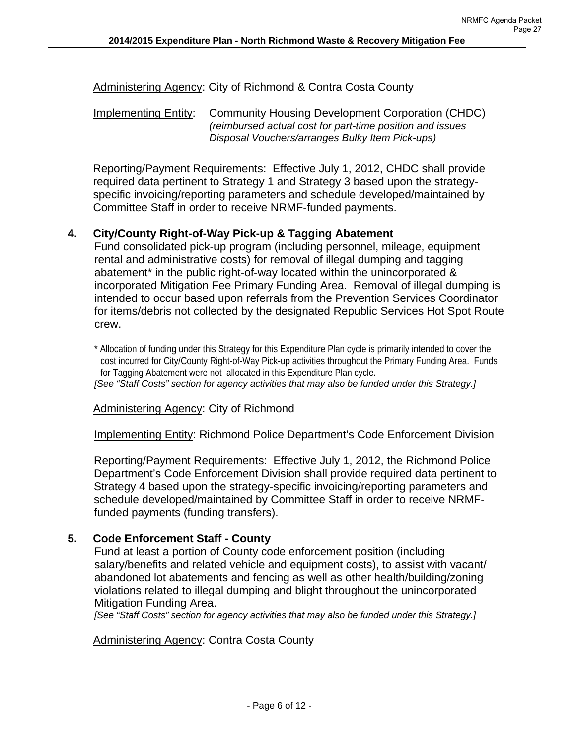Administering Agency: City of Richmond & Contra Costa County

Implementing Entity: Community Housing Development Corporation (CHDC) *(reimbursed actual cost for part-time position and issues Disposal Vouchers/arranges Bulky Item Pick-ups)*

Reporting/Payment Requirements: Effective July 1, 2012, CHDC shall provide required data pertinent to Strategy 1 and Strategy 3 based upon the strategy-specific invoicing/reporting parameters and schedule developed/maintained by Committee Staff in order to receive NRMF-funded payments.

**4. City/County Right-of-Way Pick-up & Tagging Abatement**

Fund consolidated pick-up program (including personnel, mileage, equipment rental and administrative costs) for removal of illegal dumping and tagging abatement* in the public right-of-way located within the unincorporated & incorporated Mitigation Fee Primary Funding Area. Removal of illegal dumping is intended to occur based upon referrals from the Prevention Services Coordinator for items/debris not collected by the designated Republic Services Hot Spot Route crew.

\* Allocation of funding under this Strategy for this Expenditure Plan cycle is primarily intended to cover the cost incurred for City/County Right-of-Way Pick-up activities throughout the Primary Funding Area. Funds for Tagging Abatement were not allocated in this Expenditure Plan cycle.

*[See "Staff Costs" section for agency activities that may also be funded under this Strategy.]*

Administering Agency: City of Richmond

Implementing Entity: Richmond Police Department's Code Enforcement Division

Reporting/Payment Requirements: Effective July 1, 2012, the Richmond Police Department's Code Enforcement Division shall provide required data pertinent to Strategy 4 based upon the strategy-specific invoicing/reporting parameters and schedule developed/maintained by Committee Staff in order to receive NRMF-funded payments (funding transfers).

**5. Code Enforcement Staff - County**

Fund at least a portion of County code enforcement position (including salary/benefits and related vehicle and equipment costs), to assist with vacant/abandoned lot abatements and fencing as well as other health/building/zoning violations related to illegal dumping and blight throughout the unincorporated Mitigation Funding Area.

*[See "Staff Costs" section for agency activities that may also be funded under this Strategy.]*

Administering Agency: Contra Costa County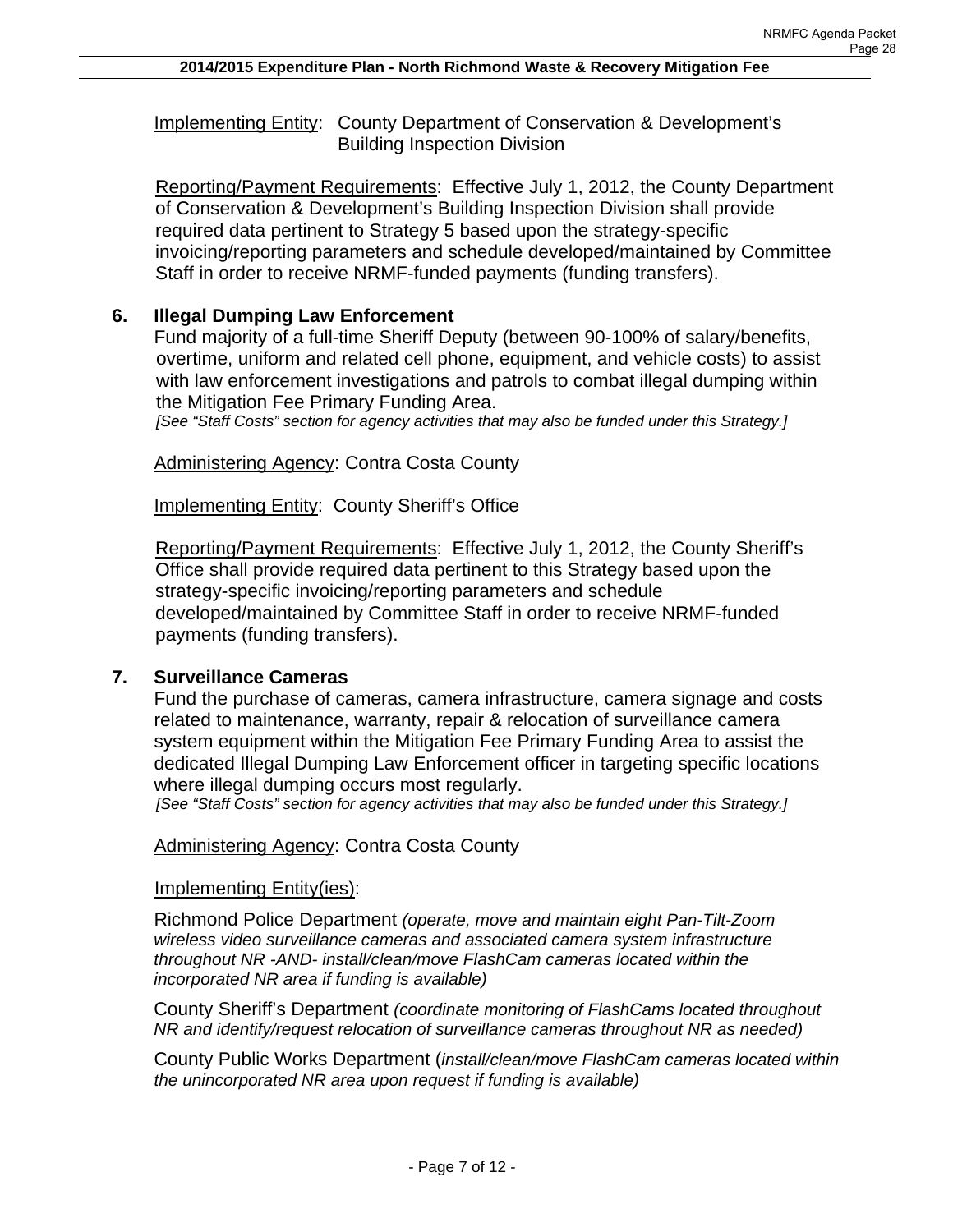Implementing Entity: County Department of Conservation & Development's Building Inspection Division

Reporting/Payment Requirements: Effective July 1, 2012, the County Department of Conservation & Development's Building Inspection Division shall provide required data pertinent to Strategy 5 based upon the strategy-specific invoicing/reporting parameters and schedule developed/maintained by Committee Staff in order to receive NRMF-funded payments (funding transfers).

**6. Illegal Dumping Law Enforcement**

Fund majority of a full-time Sheriff Deputy (between 90-100% of salary/benefits, overtime, uniform and related cell phone, equipment, and vehicle costs) to assist with law enforcement investigations and patrols to combat illegal dumping within the Mitigation Fee Primary Funding Area.

*[See "Staff Costs" section for agency activities that may also be funded under this Strategy.]*

Administering Agency: Contra Costa County

Implementing Entity: County Sheriff's Office

Reporting/Payment Requirements: Effective July 1, 2012, the County Sheriff's Office shall provide required data pertinent to this Strategy based upon the strategy-specific invoicing/reporting parameters and schedule developed/maintained by Committee Staff in order to receive NRMF-funded payments (funding transfers).

**7. Surveillance Cameras**

Fund the purchase of cameras, camera infrastructure, camera signage and costs related to maintenance, warranty, repair & relocation of surveillance camera system equipment within the Mitigation Fee Primary Funding Area to assist the dedicated Illegal Dumping Law Enforcement officer in targeting specific locations where illegal dumping occurs most regularly.

*[See "Staff Costs" section for agency activities that may also be funded under this Strategy.]*

Administering Agency: Contra Costa County

Implementing Entity(ies):

Richmond Police Department *(operate, move and maintain eight Pan-Tilt-Zoom wireless video surveillance cameras and associated camera system infrastructure throughout NR -AND- install/clean/move FlashCam cameras located within the incorporated NR area if funding is available)*

County Sheriff's Department *(coordinate monitoring of FlashCams located throughout NR and identify/request relocation of surveillance cameras throughout NR as needed)*

County Public Works Department (*install/clean/move FlashCam cameras located within the unincorporated NR area upon request if funding is available)*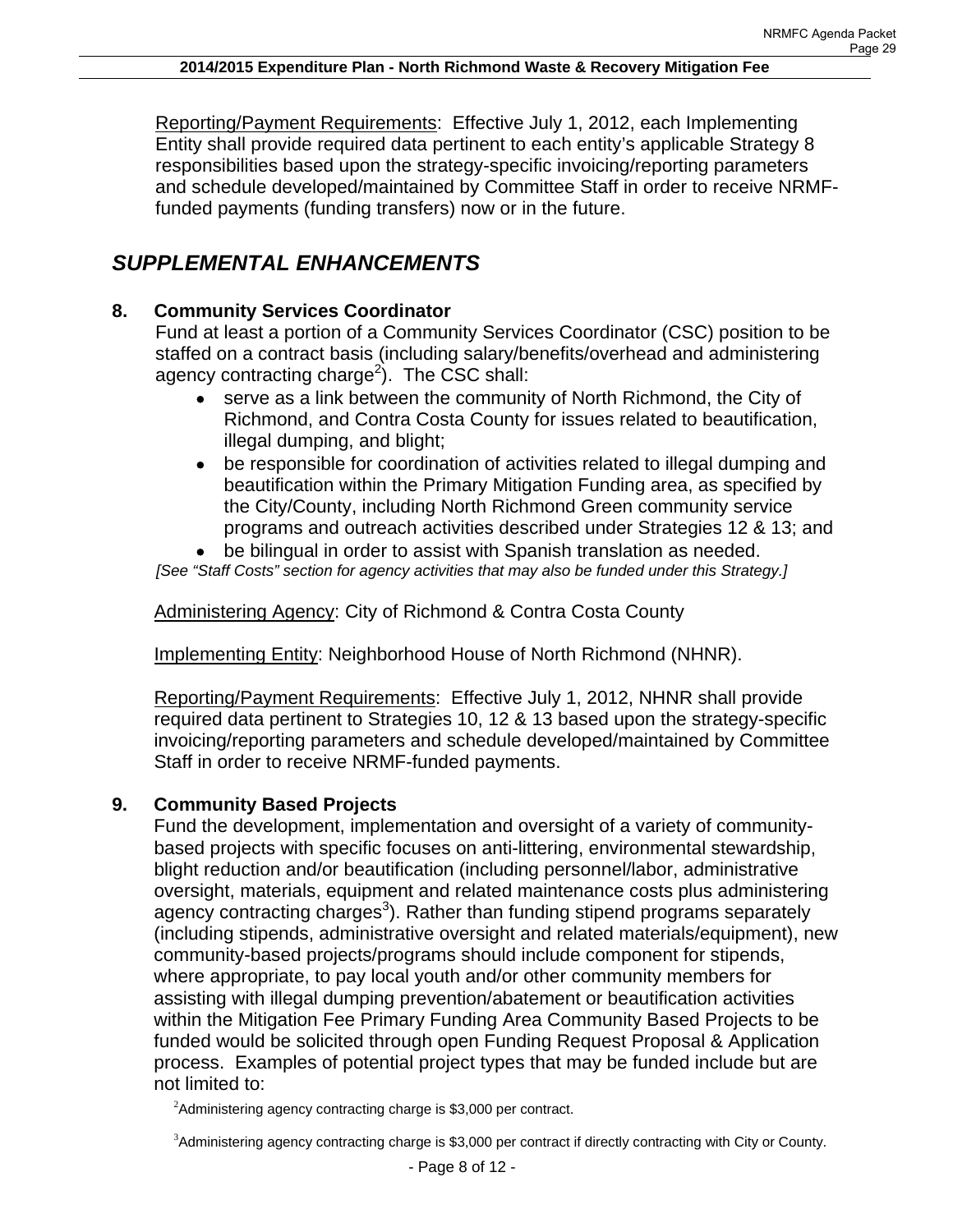Reporting/Payment Requirements: Effective July 1, 2012, each Implementing Entity shall provide required data pertinent to each entity's applicable Strategy 8 responsibilities based upon the strategy-specific invoicing/reporting parameters and schedule developed/maintained by Committee Staff in order to receive NRMF-funded payments (funding transfers) now or in the future.

## *SUPPLEMENTAL ENHANCEMENTS*

### 8. Community Services Coordinator

Fund at least a portion of a Community Services Coordinator (CSC) position to be staffed on a contract basis (including salary/benefits/overhead and administering agency contracting charge[2]). The CSC shall:

- serve as a link between the community of North Richmond, the City of Richmond, and Contra Costa County for issues related to beautification, illegal dumping, and blight;
- be responsible for coordination of activities related to illegal dumping and beautification within the Primary Mitigation Funding area, as specified by the City/County, including North Richmond Green community service programs and outreach activities described under Strategies 12 & 13; and
- be bilingual in order to assist with Spanish translation as needed.

*[See "Staff Costs" section for agency activities that may also be funded under this Strategy.]*

Administering Agency: City of Richmond & Contra Costa County

Implementing Entity: Neighborhood House of North Richmond (NHNR).

Reporting/Payment Requirements: Effective July 1, 2012, NHNR shall provide required data pertinent to Strategies 10, 12 & 13 based upon the strategy-specific invoicing/reporting parameters and schedule developed/maintained by Committee Staff in order to receive NRMF-funded payments.

### 9. Community Based Projects

Fund the development, implementation and oversight of a variety of community-based projects with specific focuses on anti-littering, environmental stewardship, blight reduction and/or beautification (including personnel/labor, administrative oversight, materials, equipment and related maintenance costs plus administering agency contracting charges[3]). Rather than funding stipend programs separately (including stipends, administrative oversight and related materials/equipment), new community-based projects/programs should include component for stipends, where appropriate, to pay local youth and/or other community members for assisting with illegal dumping prevention/abatement or beautification activities within the Mitigation Fee Primary Funding Area Community Based Projects to be funded would be solicited through open Funding Request Proposal & Application process. Examples of potential project types that may be funded include but are not limited to:

[2]Administering agency contracting charge is $3,000 per contract.

[3]Administering agency contracting charge is $3,000 per contract if directly contracting with City or County.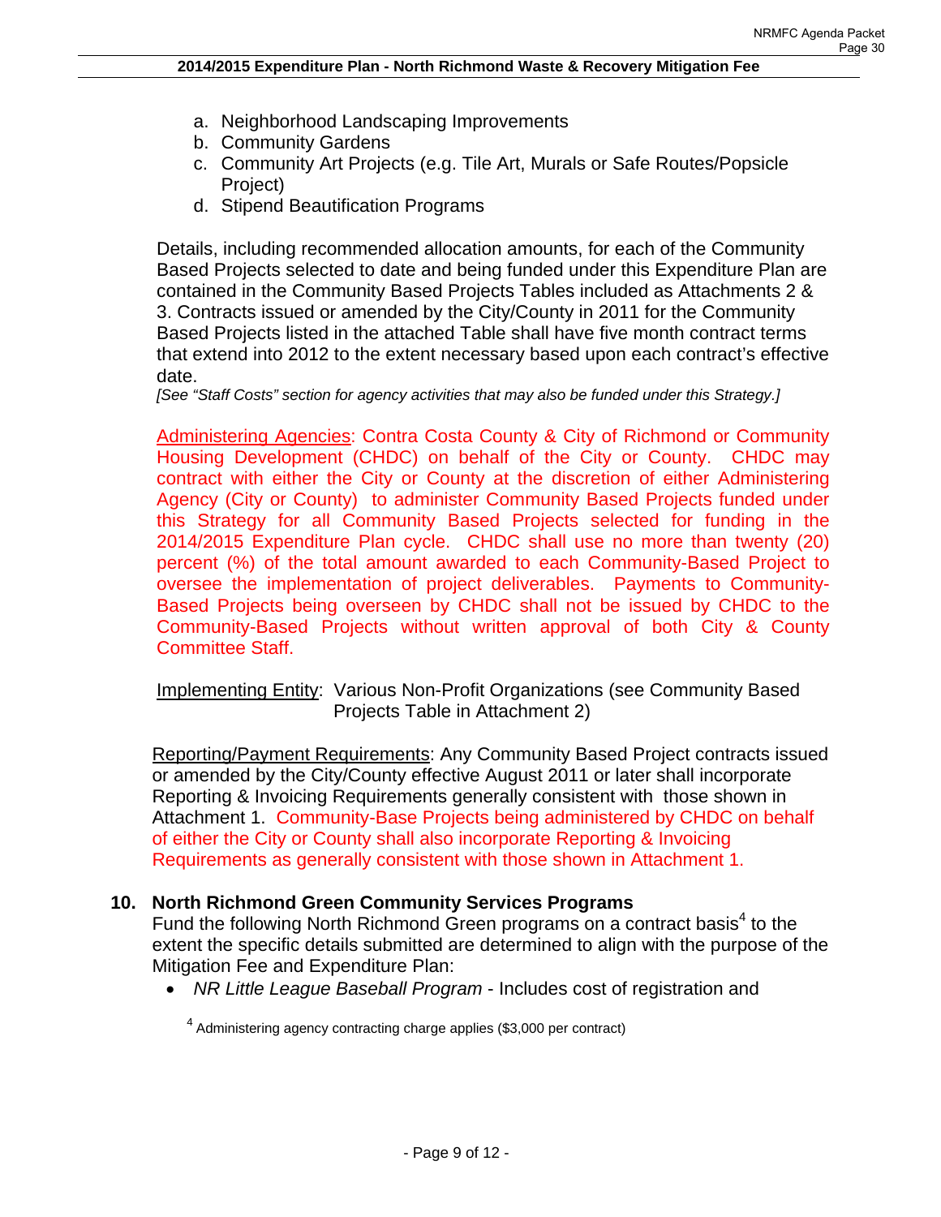a. Neighborhood Landscaping Improvements
b. Community Gardens
c. Community Art Projects (e.g. Tile Art, Murals or Safe Routes/Popsicle Project)
d. Stipend Beautification Programs

Details, including recommended allocation amounts, for each of the Community Based Projects selected to date and being funded under this Expenditure Plan are contained in the Community Based Projects Tables included as Attachments 2 & 3. Contracts issued or amended by the City/County in 2011 for the Community Based Projects listed in the attached Table shall have five month contract terms that extend into 2012 to the extent necessary based upon each contract's effective date.

*[See "Staff Costs" section for agency activities that may also be funded under this Strategy.]*

Administering Agencies: Contra Costa County & City of Richmond or Community Housing Development (CHDC) on behalf of the City or County. CHDC may contract with either the City or County at the discretion of either Administering Agency (City or County) to administer Community Based Projects funded under this Strategy for all Community Based Projects selected for funding in the 2014/2015 Expenditure Plan cycle. CHDC shall use no more than twenty (20) percent (%) of the total amount awarded to each Community-Based Project to oversee the implementation of project deliverables. Payments to Community-Based Projects being overseen by CHDC shall not be issued by CHDC to the Community-Based Projects without written approval of both City & County Committee Staff.

Implementing Entity: Various Non-Profit Organizations (see Community Based Projects Table in Attachment 2)

Reporting/Payment Requirements: Any Community Based Project contracts issued or amended by the City/County effective August 2011 or later shall incorporate Reporting & Invoicing Requirements generally consistent with those shown in Attachment 1. Community-Base Projects being administered by CHDC on behalf of either the City or County shall also incorporate Reporting & Invoicing Requirements as generally consistent with those shown in Attachment 1.

**10. North Richmond Green Community Services Programs**

Fund the following North Richmond Green programs on a contract basis[4] to the extent the specific details submitted are determined to align with the purpose of the Mitigation Fee and Expenditure Plan:

- *NR Little League Baseball Program* - Includes cost of registration and

[4] Administering agency contracting charge applies ($3,000 per contract)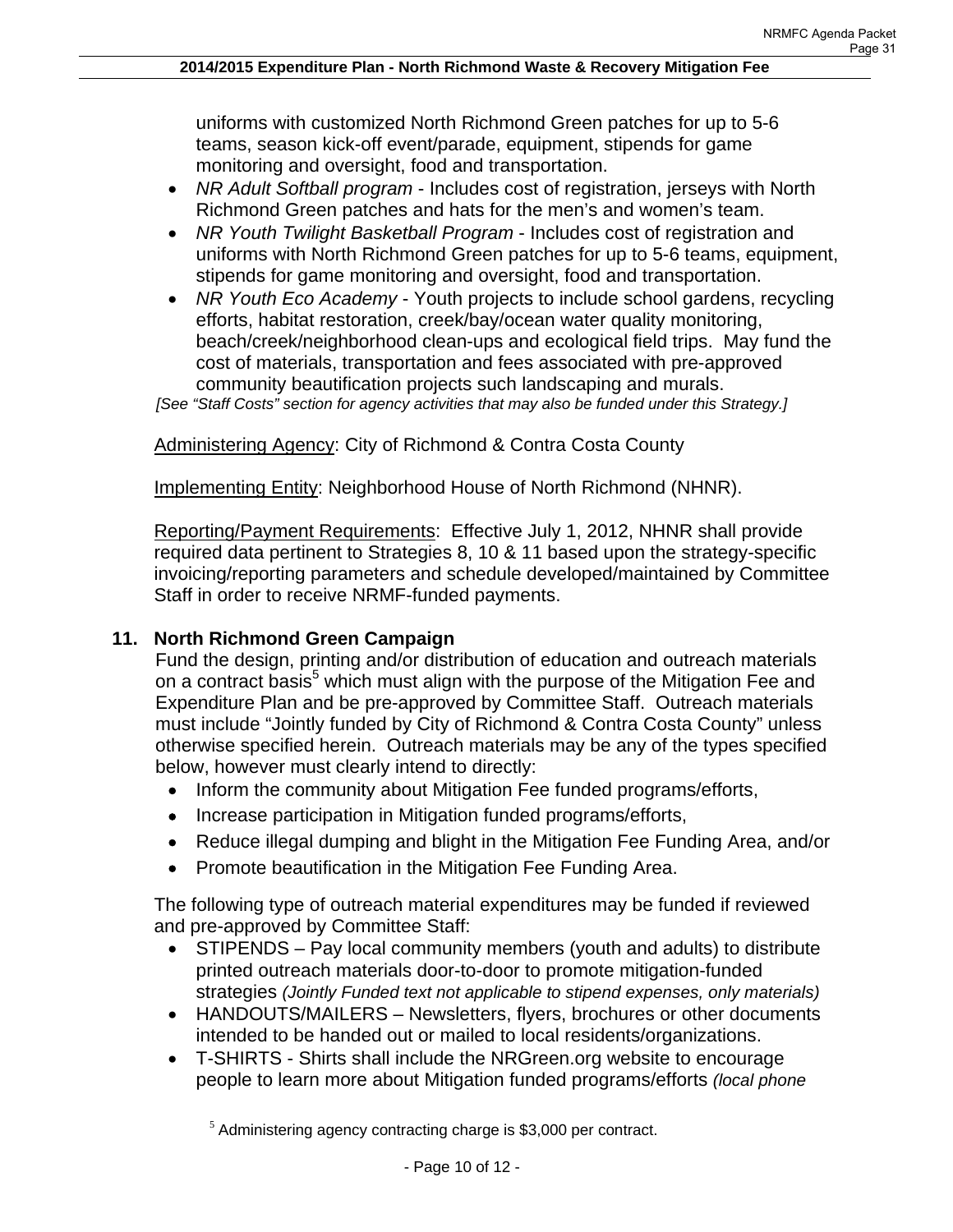uniforms with customized North Richmond Green patches for up to 5-6 teams, season kick-off event/parade, equipment, stipends for game monitoring and oversight, food and transportation.

- *NR Adult Softball program* - Includes cost of registration, jerseys with North Richmond Green patches and hats for the men's and women's team.
- *NR Youth Twilight Basketball Program* - Includes cost of registration and uniforms with North Richmond Green patches for up to 5-6 teams, equipment, stipends for game monitoring and oversight, food and transportation.
- *NR Youth Eco Academy* - Youth projects to include school gardens, recycling efforts, habitat restoration, creek/bay/ocean water quality monitoring, beach/creek/neighborhood clean-ups and ecological field trips. May fund the cost of materials, transportation and fees associated with pre-approved community beautification projects such landscaping and murals.

*[See "Staff Costs" section for agency activities that may also be funded under this Strategy.]*

Administering Agency: City of Richmond & Contra Costa County

Implementing Entity: Neighborhood House of North Richmond (NHNR).

Reporting/Payment Requirements: Effective July 1, 2012, NHNR shall provide required data pertinent to Strategies 8, 10 & 11 based upon the strategy-specific invoicing/reporting parameters and schedule developed/maintained by Committee Staff in order to receive NRMF-funded payments.

## 11. North Richmond Green Campaign

Fund the design, printing and/or distribution of education and outreach materials on a contract basis[5] which must align with the purpose of the Mitigation Fee and Expenditure Plan and be pre-approved by Committee Staff. Outreach materials must include "Jointly funded by City of Richmond & Contra Costa County" unless otherwise specified herein. Outreach materials may be any of the types specified below, however must clearly intend to directly:

- Inform the community about Mitigation Fee funded programs/efforts,
- Increase participation in Mitigation funded programs/efforts,
- Reduce illegal dumping and blight in the Mitigation Fee Funding Area, and/or
- Promote beautification in the Mitigation Fee Funding Area.

The following type of outreach material expenditures may be funded if reviewed and pre-approved by Committee Staff:

- STIPENDS – Pay local community members (youth and adults) to distribute printed outreach materials door-to-door to promote mitigation-funded strategies *(Jointly Funded text not applicable to stipend expenses, only materials)*
- HANDOUTS/MAILERS – Newsletters, flyers, brochures or other documents intended to be handed out or mailed to local residents/organizations.
- T-SHIRTS - Shirts shall include the NRGreen.org website to encourage people to learn more about Mitigation funded programs/efforts *(local phone*

[5] Administering agency contracting charge is $3,000 per contract.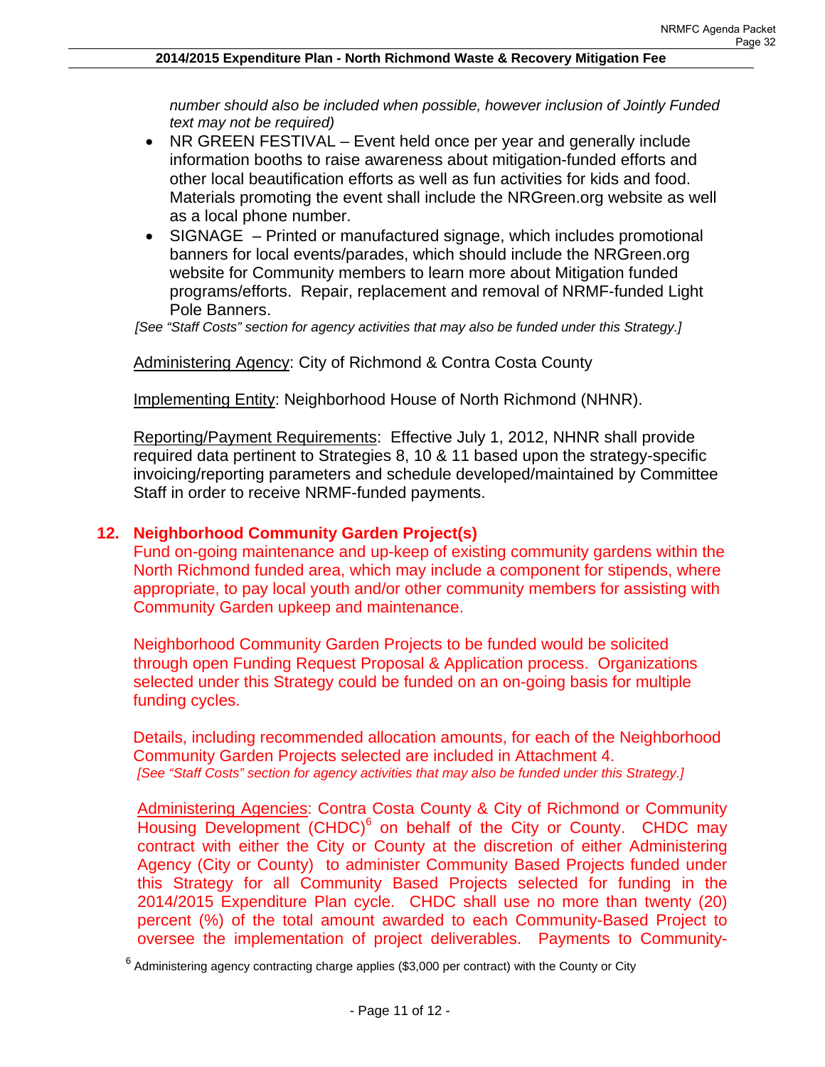*number should also be included when possible, however inclusion of Jointly Funded text may not be required)*

- NR GREEN FESTIVAL – Event held once per year and generally include information booths to raise awareness about mitigation-funded efforts and other local beautification efforts as well as fun activities for kids and food. Materials promoting the event shall include the NRGreen.org website as well as a local phone number.
- SIGNAGE – Printed or manufactured signage, which includes promotional banners for local events/parades, which should include the NRGreen.org website for Community members to learn more about Mitigation funded programs/efforts. Repair, replacement and removal of NRMF-funded Light Pole Banners.

*[See "Staff Costs" section for agency activities that may also be funded under this Strategy.]*

Administering Agency: City of Richmond & Contra Costa County

Implementing Entity: Neighborhood House of North Richmond (NHNR).

Reporting/Payment Requirements: Effective July 1, 2012, NHNR shall provide required data pertinent to Strategies 8, 10 & 11 based upon the strategy-specific invoicing/reporting parameters and schedule developed/maintained by Committee Staff in order to receive NRMF-funded payments.

## 12. Neighborhood Community Garden Project(s)

Fund on-going maintenance and up-keep of existing community gardens within the North Richmond funded area, which may include a component for stipends, where appropriate, to pay local youth and/or other community members for assisting with Community Garden upkeep and maintenance.

Neighborhood Community Garden Projects to be funded would be solicited through open Funding Request Proposal & Application process. Organizations selected under this Strategy could be funded on an on-going basis for multiple funding cycles.

Details, including recommended allocation amounts, for each of the Neighborhood Community Garden Projects selected are included in Attachment 4.
*[See "Staff Costs" section for agency activities that may also be funded under this Strategy.]*

Administering Agencies: Contra Costa County & City of Richmond or Community Housing Development (CHDC)[6] on behalf of the City or County. CHDC may contract with either the City or County at the discretion of either Administering Agency (City or County) to administer Community Based Projects funded under this Strategy for all Community Based Projects selected for funding in the 2014/2015 Expenditure Plan cycle. CHDC shall use no more than twenty (20) percent (%) of the total amount awarded to each Community-Based Project to oversee the implementation of project deliverables. Payments to Community-

[6] Administering agency contracting charge applies ($3,000 per contract) with the County or City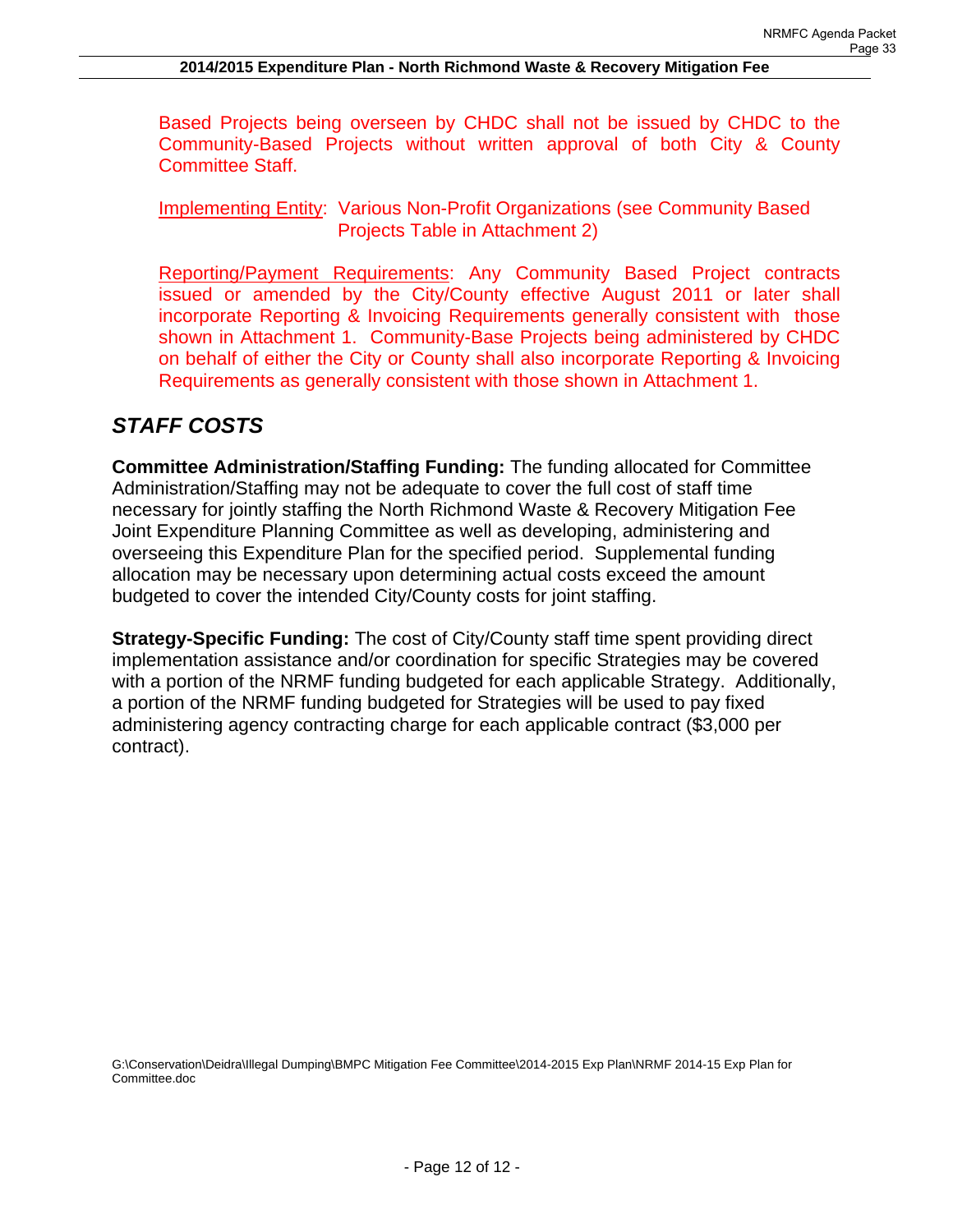Based Projects being overseen by CHDC shall not be issued by CHDC to the Community-Based Projects without written approval of both City & County Committee Staff.

Implementing Entity: Various Non-Profit Organizations (see Community Based Projects Table in Attachment 2)

Reporting/Payment Requirements: Any Community Based Project contracts issued or amended by the City/County effective August 2011 or later shall incorporate Reporting & Invoicing Requirements generally consistent with those shown in Attachment 1. Community-Base Projects being administered by CHDC on behalf of either the City or County shall also incorporate Reporting & Invoicing Requirements as generally consistent with those shown in Attachment 1.

## *STAFF COSTS*

**Committee Administration/Staffing Funding:** The funding allocated for Committee Administration/Staffing may not be adequate to cover the full cost of staff time necessary for jointly staffing the North Richmond Waste & Recovery Mitigation Fee Joint Expenditure Planning Committee as well as developing, administering and overseeing this Expenditure Plan for the specified period. Supplemental funding allocation may be necessary upon determining actual costs exceed the amount budgeted to cover the intended City/County costs for joint staffing.

**Strategy-Specific Funding:** The cost of City/County staff time spent providing direct implementation assistance and/or coordination for specific Strategies may be covered with a portion of the NRMF funding budgeted for each applicable Strategy. Additionally, a portion of the NRMF funding budgeted for Strategies will be used to pay fixed administering agency contracting charge for each applicable contract ($3,000 per contract).

G:\Conservation\Deidra\Illegal Dumping\BMPC Mitigation Fee Committee\2014-2015 Exp Plan\NRMF 2014-15 Exp Plan for Committee.doc